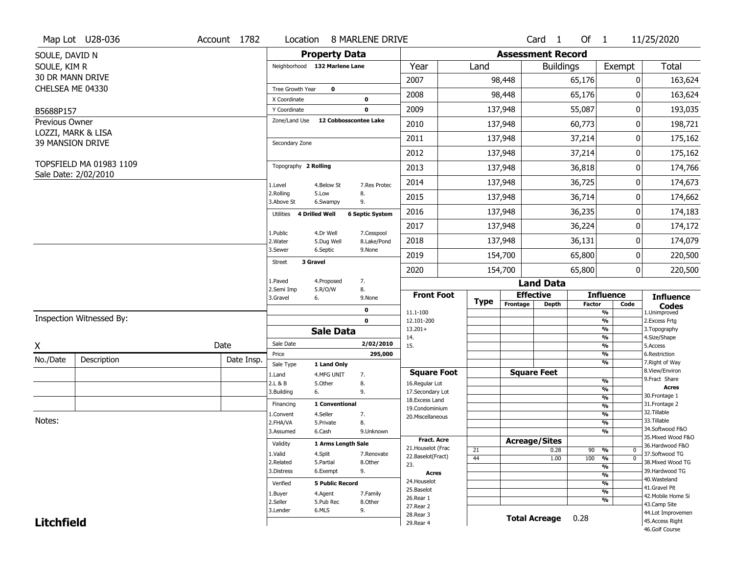Map Lot U28-036 | Account 1782 | Location 8 MARLENE DRIVE | Card 1 Of 1 | 11/25/2020

SOULE, DAVID N
SOULE, KIM R
30 DR MANN DRIVE
CHELSEA ME 04330

B5688P157

Previous Owner
LOZZI, MARK & LISA
39 MANSION DRIVE

TOPSFIELD MA 01983 1109
Sale Date: 2/02/2010

## Property Data

Neighborhood: 132 Marlene Lane

Tree Growth Year: 0
X Coordinate: 0
Y Coordinate: 0
Zone/Land Use: 12 Cobbosscontee Lake

Secondary Zone

Topography: 2 Rolling

1.Level 4.Below St 7.Res Protec
2.Rolling 5.Low 8.
3.Above St 6.Swampy 9.

Utilities: 4 Drilled Well, 6 Septic System

1.Public 4.Dr Well 7.Cesspool
2.Water 5.Dug Well 8.Lake/Pond
3.Sewer 6.Septic 9.None

Street: 3 Gravel

1.Paved 4.Proposed 7.
2.Semi Imp 5.R/O/W 8.
3.Gravel 6. 9.None

0
0

## Sale Data

Sale Date: 2/02/2010
Price: 295,000
Sale Type: 1 Land Only

1.Land 4.MFG UNIT 7.
2.L & B 5.Other 8.
3.Building 6. 9.

Financing: 1 Conventional

1.Convent 4.Seller 7.
2.FHA/VA 5.Private 8.
3.Assumed 6.Cash 9.Unknown

Validity: 1 Arms Length Sale

1.Valid 4.Split 7.Renovate
2.Related 5.Partial 8.Other
3.Distress 6.Exempt 9.

Verified: 5 Public Record

1.Buyer 4.Agent 7.Family
2.Seller 5.Pub Rec 8.Other
3.Lender 6.MLS 9.

## Assessment Record

| Year | Land | Buildings | Exempt | Total |
|---|---|---|---|---|
| 2007 | 98,448 | 65,176 | 0 | 163,624 |
| 2008 | 98,448 | 65,176 | 0 | 163,624 |
| 2009 | 137,948 | 55,087 | 0 | 193,035 |
| 2010 | 137,948 | 60,773 | 0 | 198,721 |
| 2011 | 137,948 | 37,214 | 0 | 175,162 |
| 2012 | 137,948 | 37,214 | 0 | 175,162 |
| 2013 | 137,948 | 36,818 | 0 | 174,766 |
| 2014 | 137,948 | 36,725 | 0 | 174,673 |
| 2015 | 137,948 | 36,714 | 0 | 174,662 |
| 2016 | 137,948 | 36,235 | 0 | 174,183 |
| 2017 | 137,948 | 36,224 | 0 | 174,172 |
| 2018 | 137,948 | 36,131 | 0 | 174,079 |
| 2019 | 154,700 | 65,800 | 0 | 220,500 |
| 2020 | 154,700 | 65,800 | 0 | 220,500 |

## Land Data

| Front Foot | Type | Effective Frontage | Effective Depth | Influence Factor | Influence Code |
|---|---|---|---|---|---|
| 11.1-100 | | | | % | |
| 12.101-200 | | | | % | |
| 13.201+ | | | | % | |
| 14. | | | | % | |
| 15. | | | | % | |
| | | | | % | |
| | | | | % | |
| **Square Foot** | | **Square Feet** | | | |
| 16.Regular Lot | | | | % | |
| 17.Secondary Lot | | | | % | |
| 18.Excess Land | | | | % | |
| 19.Condominium | | | | % | |
| 20.Miscellaneous | | | | % | |
| | | | | % | |
| | | | | % | |
| **Fract. Acre** | | **Acreage/Sites** | | | |
| 21.Houselot (Frac | 21 | | 0.28 | 90 % | 0 |
| 22.Baselot(Fract) | 44 | | 1.00 | 100 % | 0 |
| 23. | | | | % | |
| **Acres** | | | | % | |
| 24.Houselot | | | | % | |
| 25.Baselot | | | | % | |
| 26.Rear 1 | | | | % | |
| 27.Rear 2 | | | | | |
| 28.Rear 3 | | | | | |
| 29.Rear 4 | | | | | |

**Total Acreage** 0.28

**Influence Codes**
1.Unimproved
2.Excess Frtg
3.Topography
4.Size/Shape
5.Access
6.Restriction
7.Right of Way
8.View/Environ
9.Fract Share
**Acres**
30.Frontage 1
31.Frontage 2
32.Tillable
33.Tillable
34.Softwood F&O
35.Mixed Wood F&O
36.Hardwood F&O
37.Softwood TG
38.Mixed Wood TG
39.Hardwood TG
40.Wasteland
41.Gravel Pit
42.Mobile Home Si
43.Camp Site
44.Lot Improvemen
45.Access Right
46.Golf Course

Inspection Witnessed By:

X ______________________ Date

| No./Date | Description | Date Insp. |
|---|---|---|
| | | |
| | | |
| | | |

Notes:

**Litchfield**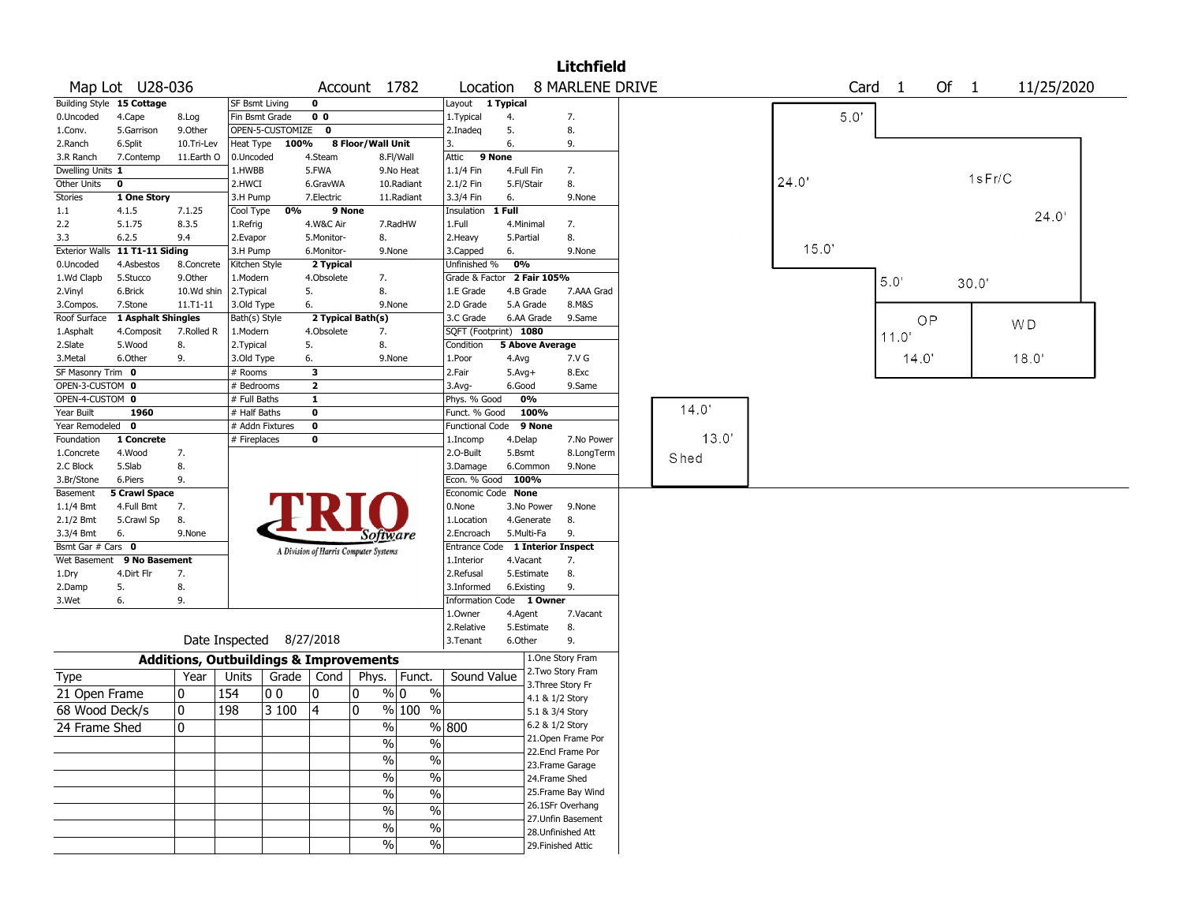# Litchfield

**Map Lot** U28-036 **Account** 1782 **Location** 8 MARLENE DRIVE **Card** 1 **Of** 1 11/25/2020

| Building Style | 15 Cottage | | SF Bsmt Living | 0 | | Layout | 1 Typical | |
|---|---|---|---|---|---|---|---|---|
| 0.Uncoded | 4.Cape | 8.Log | Fin Bsmt Grade | 0 0 | | 1.Typical | 4. | 7. |
| 1.Conv. | 5.Garrison | 9.Other | OPEN-5-CUSTOMIZE | 0 | | 2.Inadeq | 5. | 8. |
| 2.Ranch | 6.Split | 10.Tri-Lev | Heat Type 100% | 8 Floor/Wall Unit | | 3. | 6. | 9. |
| 3.R Ranch | 7.Contemp | 11.Earth O | 0.Uncoded | 4.Steam | 8.Fl/Wall | Attic | 9 None | |
| Dwelling Units | 1 | | 1.HWBB | 5.FWA | 9.No Heat | 1.1/4 Fin | 4.Full Fin | 7. |
| Other Units | 0 | | 2.HWCI | 6.GravWA | 10.Radiant | 2.1/2 Fin | 5.Fl/Stair | 8. |
| Stories | 1 One Story | | 3.H Pump | 7.Electric | 11.Radiant | 3.3/4 Fin | 6. | 9.None |
| 1.1 | 4.1.5 | 7.1.25 | Cool Type 0% | 9 None | | Insulation | 1 Full | |
| 2.2 | 5.1.75 | 8.3.5 | 1.Refrig | 4.W&C Air | 7.RadHW | 1.Full | 4.Minimal | 7. |
| 3.3 | 6.2.5 | 9.4 | 2.Evapor | 5.Monitor- | 8. | 2.Heavy | 5.Partial | 8. |
| Exterior Walls | 11 T1-11 Siding | | 3.H Pump | 6.Monitor- | 9.None | 3.Capped | 6. | 9.None |
| 0.Uncoded | 4.Asbestos | 8.Concrete | Kitchen Style | 2 Typical | | Unfinished % | 0% | |
| 1.Wd Clapb | 5.Stucco | 9.Other | 1.Modern | 4.Obsolete | 7. | Grade & Factor | 2 Fair 105% | |
| 2.Vinyl | 6.Brick | 10.Wd shin | 2.Typical | 5. | 8. | 1.E Grade | 4.B Grade | 7.AAA Grad |
| 3.Compos. | 7.Stone | 11.T1-11 | 3.Old Type | 6. | 9.None | 2.D Grade | 5.A Grade | 8.M&S |
| Roof Surface | 1 Asphalt Shingles | | Bath(s) Style | 2 Typical Bath(s) | | 3.C Grade | 6.AA Grade | 9.Same |
| 1.Asphalt | 4.Composit | 7.Rolled R | 1.Modern | 4.Obsolete | 7. | SQFT (Footprint) | 1080 | |
| 2.Slate | 5.Wood | 8. | 2.Typical | 5. | 8. | Condition | 5 Above Average | |
| 3.Metal | 6.Other | 9. | 3.Old Type | 6. | 9.None | 1.Poor | 4.Avg | 7.V G |
| SF Masonry Trim | 0 | | # Rooms | 3 | | 2.Fair | 5.Avg+ | 8.Exc |
| OPEN-3-CUSTOM | 0 | | # Bedrooms | 2 | | 3.Avg- | 6.Good | 9.Same |
| OPEN-4-CUSTOM | 0 | | # Full Baths | 1 | | Phys. % Good | 0% | |
| Year Built | 1960 | | # Half Baths | 0 | | Funct. % Good | 100% | |
| Year Remodeled | 0 | | # Addn Fixtures | 0 | | Functional Code | 9 None | |
| Foundation | 1 Concrete | | # Fireplaces | 0 | | 1.Incomp | 4.Delap | 7.No Power |
| 1.Concrete | 4.Wood | 7. | | | | 2.O-Built | 5.Bsmt | 8.LongTerm |
| 2.C Block | 5.Slab | 8. | | | | 3.Damage | 6.Common | 9.None |
| 3.Br/Stone | 6.Piers | 9. | | | | Econ. % Good | 100% | |
| Basement | 5 Crawl Space | | | | | Economic Code | None | |
| 1.1/4 Bmt | 4.Full Bmt | 7. | | | | 0.None | 3.No Power | 9.None |
| 2.1/2 Bmt | 5.Crawl Sp | 8. | | | | 1.Location | 4.Generate | 8. |
| 3.3/4 Bmt | 6. | 9.None | | | | 2.Encroach | 5.Multi-Fa | 9. |
| Bsmt Gar # Cars | 0 | | | | | Entrance Code | 1 Interior Inspect | |
| Wet Basement | 9 No Basement | | | | | 1.Interior | 4.Vacant | 7. |
| 1.Dry | 4.Dirt Flr | 7. | | | | 2.Refusal | 5.Estimate | 8. |
| 2.Damp | 5. | 8. | | | | 3.Informed | 6.Existing | 9. |
| 3.Wet | 6. | 9. | | | | Information Code | 1 Owner | |
| | | | | | | 1.Owner | 4.Agent | 7.Vacant |
| | | | | | | 2.Relative | 5.Estimate | 8. |
| Date Inspected | 8/27/2018 | | | | | 3.Tenant | 6.Other | 9. |

TRIO Software — A Division of Harris Computer Systems

## Additions, Outbuildings & Improvements

| Type | Year | Units | Grade | Cond | Phys. | Funct. | Sound Value |
|---|---|---|---|---|---|---|---|
| 21 Open Frame | 0 | 154 | 0 0 | 0 | 0 % | 0 % | |
| 68 Wood Deck/s | 0 | 198 | 3 100 | 4 | 0 % | 100 % | |
| 24 Frame Shed | 0 | | | | % | % | 800 |
| | | | | | % | % | |
| | | | | | % | % | |
| | | | | | % | % | |
| | | | | | % | % | |
| | | | | | % | % | |
| | | | | | % | % | |
| | | | | | % | % | |

1.One Story Fram
2.Two Story Fram
3.Three Story Fr
4.1 & 1/2 Story
5.1 & 3/4 Story
6.2 & 1/2 Story
21.Open Frame Por
22.Encl Frame Por
23.Frame Garage
24.Frame Shed
25.Frame Bay Wind
26.1SFr Overhang
27.Unfin Basement
28.Unfinished Att
29.Finished Attic

Sketch labels: 1sFr/C (24.0' × 24.0', 5.0', 15.0'); OP (11.0' × 14.0', 5.0'); WD (18.0', 30.0'); Shed (14.0' × 13.0')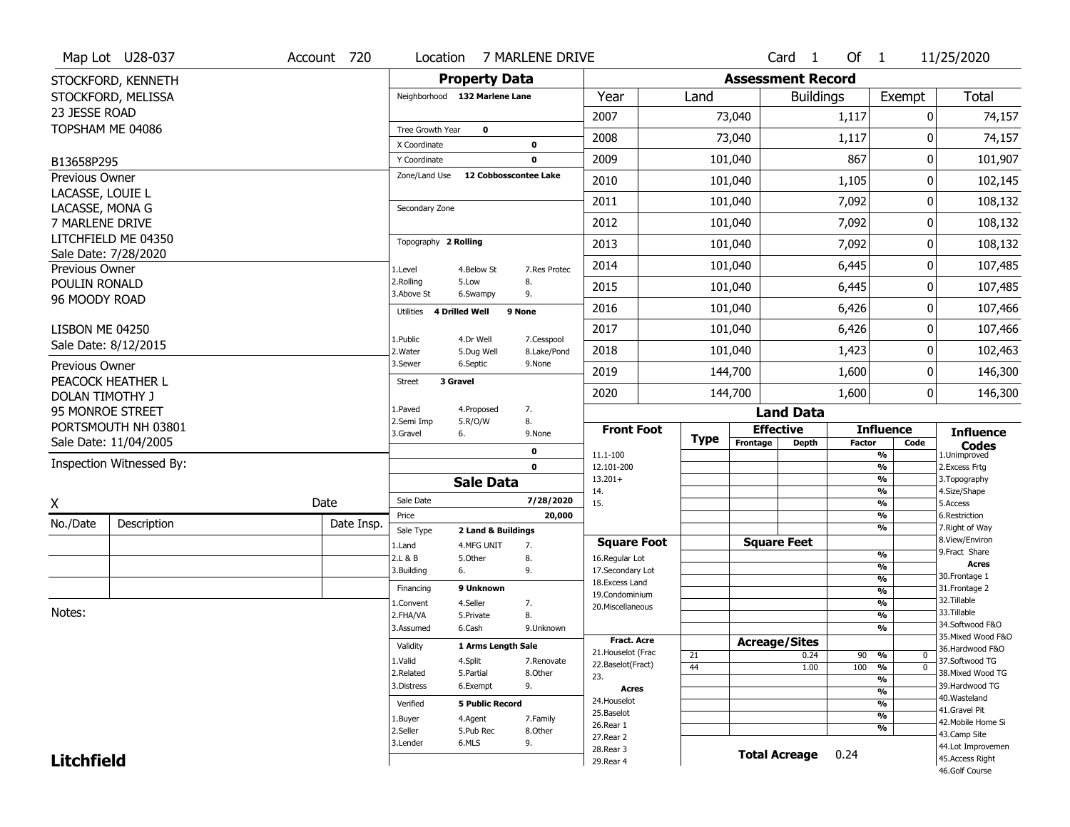Map Lot U28-037 | Account 720 | Location 7 MARLENE DRIVE | Card 1 Of 1 | 11/25/2020

STOCKFORD, KENNETH
STOCKFORD, MELISSA
23 JESSE ROAD
TOPSHAM ME 04086

B13658P295

Previous Owner
LACASSE, LOUIE L
LACASSE, MONA G
7 MARLENE DRIVE
LITCHFIELD ME 04350
Sale Date: 7/28/2020

Previous Owner
POULIN RONALD
96 MOODY ROAD

LISBON ME 04250
Sale Date: 8/12/2015

Previous Owner
PEACOCK HEATHER L
DOLAN TIMOTHY J
95 MONROE STREET
PORTSMOUTH NH 03801
Sale Date: 11/04/2005

Inspection Witnessed By:

X | Date

| No./Date | Description | Date Insp. |
|---|---|---|
| | | |
| | | |
| | | |

Notes:

## Property Data

Neighborhood 132 Marlene Lane

Tree Growth Year 0
X Coordinate 0
Y Coordinate 0
Zone/Land Use 12 Cobbosscontee Lake

Secondary Zone

Topography 2 Rolling

1.Level 4.Below St 7.Res Protec
2.Rolling 5.Low 8.
3.Above St 6.Swampy 9.

Utilities 4 Drilled Well 9 None

1.Public 4.Dr Well 7.Cesspool
2.Water 5.Dug Well 8.Lake/Pond
3.Sewer 6.Septic 9.None

Street 3 Gravel

1.Paved 4.Proposed 7.
2.Semi Imp 5.R/O/W 8.
3.Gravel 6. 9.None

0
0

## Sale Data

Sale Date 7/28/2020
Price 20,000
Sale Type 2 Land & Buildings

1.Land 4.MFG UNIT 7.
2.L & B 5.Other 8.
3.Building 6. 9.

Financing 9 Unknown

1.Convent 4.Seller 7.
2.FHA/VA 5.Private 8.
3.Assumed 6.Cash 9.Unknown

Validity 1 Arms Length Sale

1.Valid 4.Split 7.Renovate
2.Related 5.Partial 8.Other
3.Distress 6.Exempt 9.

Verified 5 Public Record

1.Buyer 4.Agent 7.Family
2.Seller 5.Pub Rec 8.Other
3.Lender 6.MLS 9.

## Assessment Record

| Year | Land | Buildings | Exempt | Total |
|---|---|---|---|---|
| 2007 | 73,040 | 1,117 | 0 | 74,157 |
| 2008 | 73,040 | 1,117 | 0 | 74,157 |
| 2009 | 101,040 | 867 | 0 | 101,907 |
| 2010 | 101,040 | 1,105 | 0 | 102,145 |
| 2011 | 101,040 | 7,092 | 0 | 108,132 |
| 2012 | 101,040 | 7,092 | 0 | 108,132 |
| 2013 | 101,040 | 7,092 | 0 | 108,132 |
| 2014 | 101,040 | 6,445 | 0 | 107,485 |
| 2015 | 101,040 | 6,445 | 0 | 107,485 |
| 2016 | 101,040 | 6,426 | 0 | 107,466 |
| 2017 | 101,040 | 6,426 | 0 | 107,466 |
| 2018 | 101,040 | 1,423 | 0 | 102,463 |
| 2019 | 144,700 | 1,600 | 0 | 146,300 |
| 2020 | 144,700 | 1,600 | 0 | 146,300 |

## Land Data

| Front Foot | Type | Effective Frontage | Effective Depth | Influence Factor | Influence Code |
|---|---|---|---|---|---|
| 11.1-100 | | | | % | |
| 12.101-200 | | | | % | |
| 13.201+ | | | | % | |
| 14. | | | | % | |
| 15. | | | | % | |
| | | | | % | |
| | | | | % | |

| Square Foot | Type | Square Feet | Influence Factor | Influence Code |
|---|---|---|---|---|
| 16.Regular Lot | | | % | |
| 17.Secondary Lot | | | % | |
| 18.Excess Land | | | % | |
| 19.Condominium | | | % | |
| 20.Miscellaneous | | | % | |
| | | | % | |
| | | | % | |

| Fract. Acre | Type | Acreage/Sites | Influence Factor | Influence Code |
|---|---|---|---|---|
| 21.Houselot (Frac | 21 | 0.24 | 90 % | 0 |
| 22.Baselot(Fract) | 44 | 1.00 | 100 % | 0 |
| 23. | | | % | |
| **Acres** | | | % | |
| 24.Houselot | | | % | |
| 25.Baselot | | | % | |
| 26.Rear 1 | | | % | |
| 27.Rear 2 | | | | |
| 28.Rear 3 | | | | |
| 29.Rear 4 | | | | |

**Total Acreage** 0.24

**Influence Codes**
1.Unimproved
2.Excess Frtg
3.Topography
4.Size/Shape
5.Access
6.Restriction
7.Right of Way
8.View/Environ
9.Fract Share

**Acres**
30.Frontage 1
31.Frontage 2
32.Tillable
33.Tillable
34.Softwood F&O
35.Mixed Wood F&O
36.Hardwood F&O
37.Softwood TG
38.Mixed Wood TG
39.Hardwood TG
40.Wasteland
41.Gravel Pit
42.Mobile Home Si
43.Camp Site
44.Lot Improvemen
45.Access Right
46.Golf Course

**Litchfield**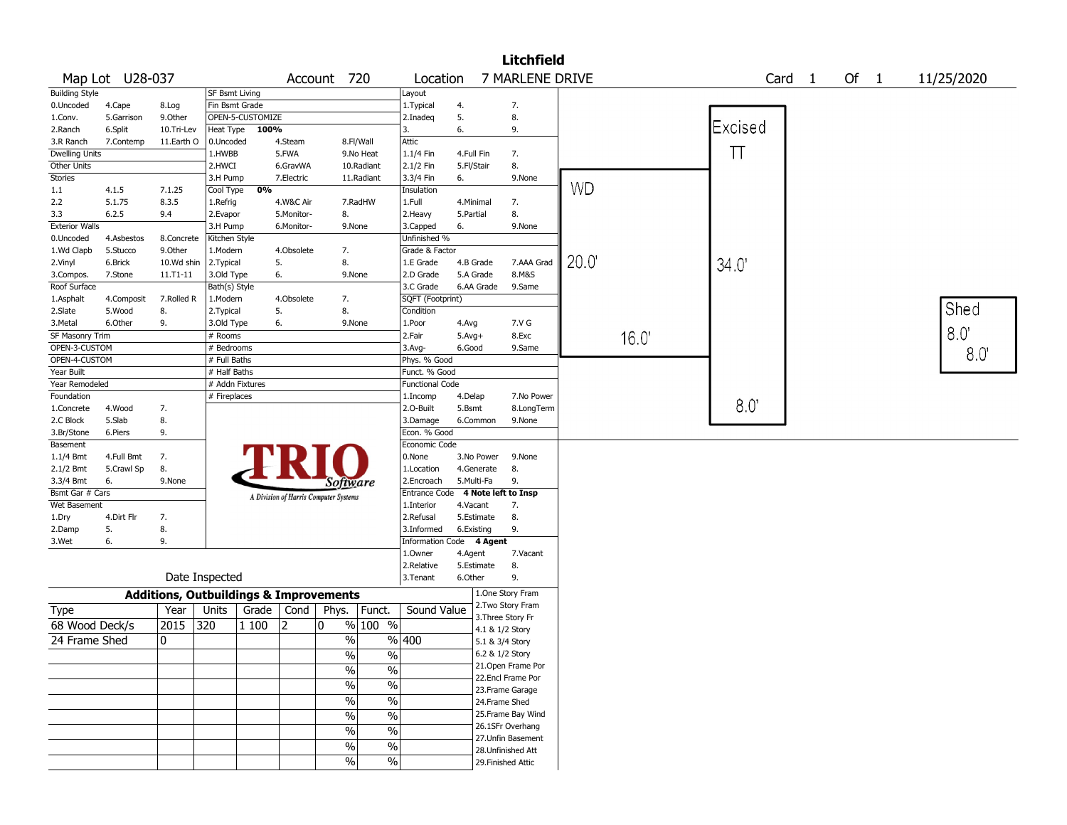# Litchfield

**Map Lot** U28-037 **Account** 720 **Location** 7 MARLENE DRIVE **Card** 1 **Of** 1 11/25/2020

| Building Style | | |
|---|---|---|
| 0.Uncoded | 4.Cape | 8.Log |
| 1.Conv. | 5.Garrison | 9.Other |
| 2.Ranch | 6.Split | 10.Tri-Lev |
| 3.R Ranch | 7.Contemp | 11.Earth O |
| Dwelling Units | | |
| Other Units | | |
| Stories | | |
| 1.1 | 4.1.5 | 7.1.25 |
| 2.2 | 5.1.75 | 8.3.5 |
| 3.3 | 6.2.5 | 9.4 |
| Exterior Walls | | |
| 0.Uncoded | 4.Asbestos | 8.Concrete |
| 1.Wd Clapb | 5.Stucco | 9.Other |
| 2.Vinyl | 6.Brick | 10.Wd shin |
| 3.Compos. | 7.Stone | 11.T1-11 |
| Roof Surface | | |
| 1.Asphalt | 4.Composit | 7.Rolled R |
| 2.Slate | 5.Wood | 8. |
| 3.Metal | 6.Other | 9. |
| SF Masonry Trim | | |
| OPEN-3-CUSTOM | | |
| OPEN-4-CUSTOM | | |
| Year Built | | |
| Year Remodeled | | |
| Foundation | | |
| 1.Concrete | 4.Wood | 7. |
| 2.C Block | 5.Slab | 8. |
| 3.Br/Stone | 6.Piers | 9. |
| Basement | | |
| 1.1/4 Bmt | 4.Full Bmt | 7. |
| 2.1/2 Bmt | 5.Crawl Sp | 8. |
| 3.3/4 Bmt | 6. | 9.None |
| Bsmt Gar # Cars | | |
| Wet Basement | | |
| 1.Dry | 4.Dirt Flr | 7. |
| 2.Damp | 5. | 8. |
| 3.Wet | 6. | 9. |

| SF Bsmt Living | | |
|---|---|---|
| Fin Bsmt Grade | | |
| OPEN-5-CUSTOMIZE | | |
| Heat Type **100%** | | |
| 0.Uncoded | 4.Steam | 8.Fl/Wall |
| 1.HWBB | 5.FWA | 9.No Heat |
| 2.HWCI | 6.GravWA | 10.Radiant |
| 3.H Pump | 7.Electric | 11.Radiant |
| Cool Type **0%** | | |
| 1.Refrig | 4.W&C Air | 7.RadHW |
| 2.Evapor | 5.Monitor- | 8. |
| 3.H Pump | 6.Monitor- | 9.None |
| Kitchen Style | | |
| 1.Modern | 4.Obsolete | 7. |
| 2.Typical | 5. | 8. |
| 3.Old Type | 6. | 9.None |
| Bath(s) Style | | |
| 1.Modern | 4.Obsolete | 7. |
| 2.Typical | 5. | 8. |
| 3.Old Type | 6. | 9.None |
| # Rooms | | |
| # Bedrooms | | |
| # Full Baths | | |
| # Half Baths | | |
| # Addn Fixtures | | |
| # Fireplaces | | |

| Layout | | |
|---|---|---|
| 1.Typical | 4. | 7. |
| 2.Inadeq | 5. | 8. |
| 3. | 6. | 9. |
| Attic | | |
| 1.1/4 Fin | 4.Full Fin | 7. |
| 2.1/2 Fin | 5.Fl/Stair | 8. |
| 3.3/4 Fin | 6. | 9.None |
| Insulation | | |
| 1.Full | 4.Minimal | 7. |
| 2.Heavy | 5.Partial | 8. |
| 3.Capped | 6. | 9.None |
| Unfinished % | | |
| Grade & Factor | | |
| 1.E Grade | 4.B Grade | 7.AAA Grad |
| 2.D Grade | 5.A Grade | 8.M&S |
| 3.C Grade | 6.AA Grade | 9.Same |
| SQFT (Footprint) | | |
| Condition | | |
| 1.Poor | 4.Avg | 7.V G |
| 2.Fair | 5.Avg+ | 8.Exc |
| 3.Avg- | 6.Good | 9.Same |
| Phys. % Good | | |
| Funct. % Good | | |
| Functional Code | | |
| 1.Incomp | 4.Delap | 7.No Power |
| 2.O-Built | 5.Bsmt | 8.LongTerm |
| 3.Damage | 6.Common | 9.None |
| Econ. % Good | | |
| Economic Code | | |
| 0.None | 3.No Power | 9.None |
| 1.Location | 4.Generate | 8. |
| 2.Encroach | 5.Multi-Fa | 9. |
| Entrance Code **4 Note left to Insp** | | |
| 1.Interior | 4.Vacant | 7. |
| 2.Refusal | 5.Estimate | 8. |
| 3.Informed | 6.Existing | 9. |
| Information Code **4 Agent** | | |
| 1.Owner | 4.Agent | 7.Vacant |
| 2.Relative | 5.Estimate | 8. |
| 3.Tenant | 6.Other | 9. |

TRIO Software — A Division of Harris Computer Systems

Date Inspected

## Additions, Outbuildings & Improvements

| Type | Year | Units | Grade | Cond | Phys. | Funct. | Sound Value |
|---|---|---|---|---|---|---|---|
| 68 Wood Deck/s | 2015 | 320 | 1 100 | 2 | 0 % | 100 % | |
| 24 Frame Shed | 0 | | | | % | % | 400 |
| | | | | | % | % | |
| | | | | | % | % | |
| | | | | | % | % | |
| | | | | | % | % | |
| | | | | | % | % | |
| | | | | | % | % | |
| | | | | | % | % | |
| | | | | | % | % | |

1.One Story Fram
2.Two Story Fram
3.Three Story Fr
4.1 & 1/2 Story
5.1 & 3/4 Story
6.2 & 1/2 Story
21.Open Frame Por
22.Encl Frame Por
23.Frame Garage
24.Frame Shed
25.Frame Bay Wind
26.1SFr Overhang
27.Unfin Basement
28.Unfinished Att
29.Finished Attic

Sketch: WD 20.0' x 16.0'; Excised TT 34.0' x 8.0'; Shed 8.0' x 8.0'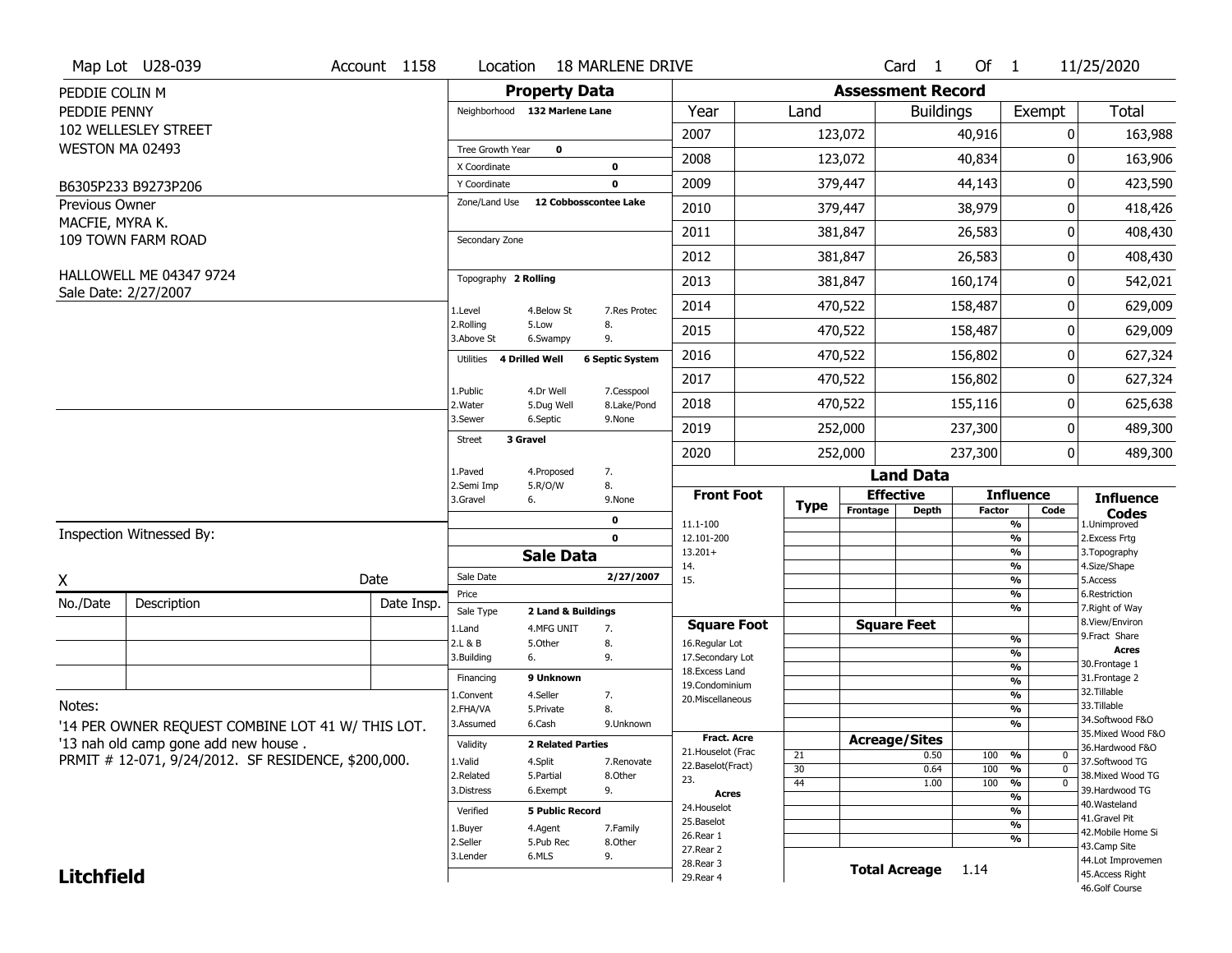Map Lot U28-039 | Account 1158 | Location 18 MARLENE DRIVE | Card 1 Of 1 | 11/25/2020

PEDDIE COLIN M
PEDDIE PENNY
102 WELLESLEY STREET
WESTON MA 02493

B6305P233 B9273P206

Previous Owner
MACFIE, MYRA K.
109 TOWN FARM ROAD

HALLOWELL ME 04347 9724
Sale Date: 2/27/2007

## Property Data

- Neighborhood: 132 Marlene Lane
- Tree Growth Year: 0
- X Coordinate: 0
- Y Coordinate: 0
- Zone/Land Use: 12 Cobbosscontee Lake
- Secondary Zone:
- Topography: 2 Rolling (1.Level, 2.Rolling, 3.Above St, 4.Below St, 5.Low, 6.Swampy, 7.Res Protec, 8., 9.)
- Utilities: 4 Drilled Well, 6 Septic System (1.Public, 2.Water, 3.Sewer, 4.Dr Well, 5.Dug Well, 6.Septic, 7.Cesspool, 8.Lake/Pond, 9.None)
- Street: 3 Gravel (1.Paved, 2.Semi Imp, 3.Gravel, 4.Proposed, 5.R/O/W, 6., 7., 8., 9.None)

## Assessment Record

| Year | Land | Buildings | Exempt | Total |
|---|---|---|---|---|
| 2007 | 123,072 | 40,916 | 0 | 163,988 |
| 2008 | 123,072 | 40,834 | 0 | 163,906 |
| 2009 | 379,447 | 44,143 | 0 | 423,590 |
| 2010 | 379,447 | 38,979 | 0 | 418,426 |
| 2011 | 381,847 | 26,583 | 0 | 408,430 |
| 2012 | 381,847 | 26,583 | 0 | 408,430 |
| 2013 | 381,847 | 160,174 | 0 | 542,021 |
| 2014 | 470,522 | 158,487 | 0 | 629,009 |
| 2015 | 470,522 | 158,487 | 0 | 629,009 |
| 2016 | 470,522 | 156,802 | 0 | 627,324 |
| 2017 | 470,522 | 156,802 | 0 | 627,324 |
| 2018 | 470,522 | 155,116 | 0 | 625,638 |
| 2019 | 252,000 | 237,300 | 0 | 489,300 |
| 2020 | 252,000 | 237,300 | 0 | 489,300 |

## Sale Data

- Sale Date: 2/27/2007
- Price:
- Sale Type: 2 Land & Buildings (1.Land, 2.L & B, 3.Building, 4.MFG UNIT, 5.Other, 6., 7., 8., 9.)
- Financing: 9 Unknown (1.Convent, 2.FHA/VA, 3.Assumed, 4.Seller, 5.Private, 6.Cash, 7., 8., 9.Unknown)
- Validity: 2 Related Parties (1.Valid, 2.Related, 3.Distress, 4.Split, 5.Partial, 6.Exempt, 7.Renovate, 8.Other, 9.)
- Verified: 5 Public Record (1.Buyer, 2.Seller, 3.Lender, 4.Agent, 5.Pub Rec, 6.MLS, 7.Family, 8.Other, 9.)

## Land Data

Front Foot: 11.1-100, 12.101-200, 13.201+, 14., 15.
Square Foot: 16.Regular Lot, 17.Secondary Lot, 18.Excess Land, 19.Condominium, 20.Miscellaneous
Fract. Acre: 21.Houselot (Frac, 22.Baselot(Fract), 23.
Acres: 24.Houselot, 25.Baselot, 26.Rear 1, 27.Rear 2, 28.Rear 3, 29.Rear 4

### Acreage/Sites

| Type | Acreage/Sites | Factor | Code |
|---|---|---|---|
| 21 | 0.50 | 100 % | 0 |
| 30 | 0.64 | 100 % | 0 |
| 44 | 1.00 | 100 % | 0 |

**Total Acreage** 1.14

Influence Codes: 1.Unimproved, 2.Excess Frtg, 3.Topography, 4.Size/Shape, 5.Access, 6.Restriction, 7.Right of Way, 8.View/Environ, 9.Fract Share

Acres: 30.Frontage 1, 31.Frontage 2, 32.Tillable, 33.Tillable, 34.Softwood F&O, 35.Mixed Wood F&O, 36.Hardwood F&O, 37.Softwood TG, 38.Mixed Wood TG, 39.Hardwood TG, 40.Wasteland, 41.Gravel Pit, 42.Mobile Home Si, 43.Camp Site, 44.Lot Improvemen, 45.Access Right, 46.Golf Course

Inspection Witnessed By:

X _______________ Date

| No./Date | Description | Date Insp. |
|---|---|---|
| | | |
| | | |
| | | |

Notes:
'14 PER OWNER REQUEST COMBINE LOT 41 W/ THIS LOT.
'13 nah old camp gone add new house .
PRMIT # 12-071, 9/24/2012. SF RESIDENCE, $200,000.

**Litchfield**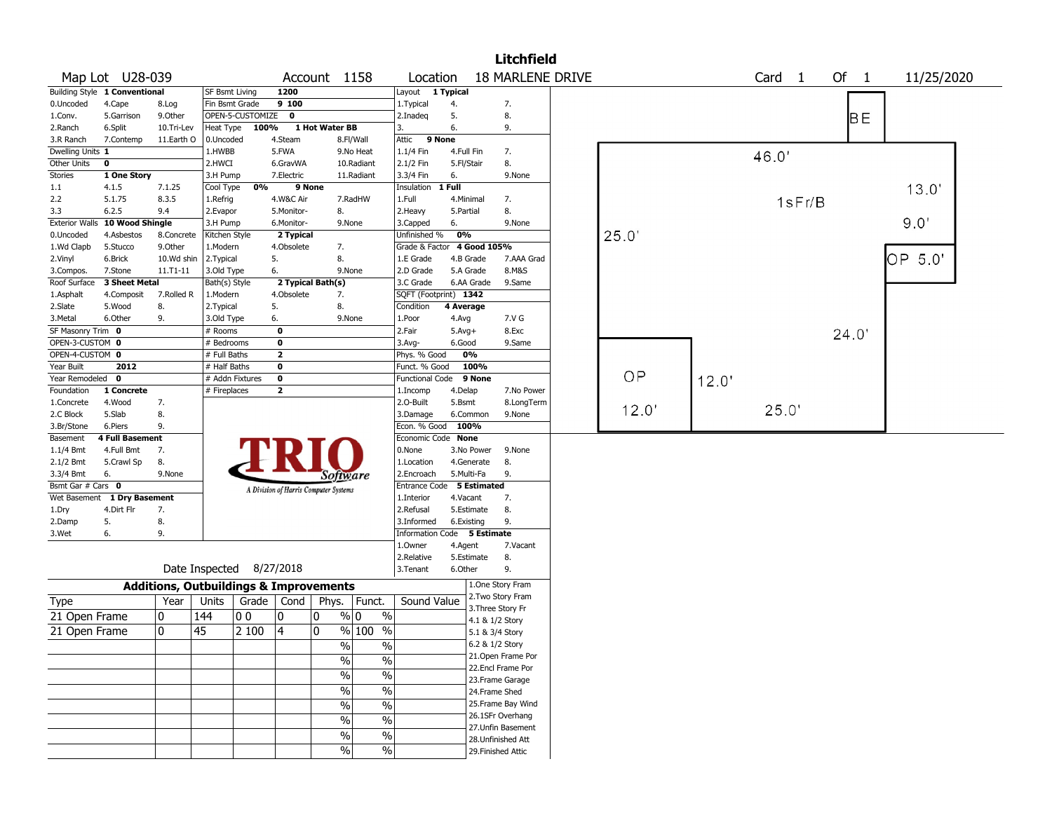# Litchfield

**Map Lot** U28-039 **Account** 1158 **Location** 18 MARLENE DRIVE **Card** 1 **Of** 1 11/25/2020

| Building Style | 1 Conventional | | SF Bsmt Living | 1200 | | Layout | 1 Typical | |
|---|---|---|---|---|---|---|---|---|
| 0.Uncoded | 4.Cape | 8.Log | Fin Bsmt Grade | 9 100 | | 1.Typical | 4. | 7. |
| 1.Conv. | 5.Garrison | 9.Other | OPEN-5-CUSTOMIZE | 0 | | 2.Inadeq | 5. | 8. |
| 2.Ranch | 6.Split | 10.Tri-Lev | Heat Type | 100% | 1 Hot Water BB | 3. | 6. | 9. |
| 3.R Ranch | 7.Contemp | 11.Earth O | 0.Uncoded | 4.Steam | 8.Fl/Wall | Attic | 9 None | |
| Dwelling Units | 1 | | 1.HWBB | 5.FWA | 9.No Heat | 1.1/4 Fin | 4.Full Fin | 7. |
| Other Units | 0 | | 2.HWCI | 6.GravWA | 10.Radiant | 2.1/2 Fin | 5.Fl/Stair | 8. |
| Stories | 1 One Story | | 3.H Pump | 7.Electric | 11.Radiant | 3.3/4 Fin | 6. | 9.None |
| 1.1 | 4.1.5 | 7.1.25 | Cool Type | 0% | 9 None | Insulation | 1 Full | |
| 2.2 | 5.1.75 | 8.3.5 | 1.Refrig | 4.W&C Air | 7.RadHW | 1.Full | 4.Minimal | 7. |
| 3.3 | 6.2.5 | 9.4 | 2.Evapor | 5.Monitor- | 8. | 2.Heavy | 5.Partial | 8. |
| Exterior Walls | 10 Wood Shingle | | 3.H Pump | 6.Monitor- | 9.None | 3.Capped | 6. | 9.None |
| 0.Uncoded | 4.Asbestos | 8.Concrete | Kitchen Style | 2 Typical | | Unfinished % | 0% | |
| 1.Wd Clapb | 5.Stucco | 9.Other | 1.Modern | 4.Obsolete | 7. | Grade & Factor | 4 Good 105% | |
| 2.Vinyl | 6.Brick | 10.Wd shin | 2.Typical | 5. | 8. | 1.E Grade | 4.B Grade | 7.AAA Grad |
| 3.Compos. | 7.Stone | 11.T1-11 | 3.Old Type | 6. | 9.None | 2.D Grade | 5.A Grade | 8.M&S |
| Roof Surface | 3 Sheet Metal | | Bath(s) Style | 2 Typical Bath(s) | | 3.C Grade | 6.AA Grade | 9.Same |
| 1.Asphalt | 4.Composit | 7.Rolled R | 1.Modern | 4.Obsolete | 7. | SQFT (Footprint) | 1342 | |
| 2.Slate | 5.Wood | 8. | 2.Typical | 5. | 8. | Condition | 4 Average | |
| 3.Metal | 6.Other | 9. | 3.Old Type | 6. | 9.None | 1.Poor | 4.Avg | 7.V G |
| SF Masonry Trim | 0 | | # Rooms | 0 | | 2.Fair | 5.Avg+ | 8.Exc |
| OPEN-3-CUSTOM | 0 | | # Bedrooms | 0 | | 3.Avg- | 6.Good | 9.Same |
| OPEN-4-CUSTOM | 0 | | # Full Baths | 2 | | Phys. % Good | 0% | |
| Year Built | 2012 | | # Half Baths | 0 | | Funct. % Good | 100% | |
| Year Remodeled | 0 | | # Addn Fixtures | 0 | | Functional Code | 9 None | |
| Foundation | 1 Concrete | | # Fireplaces | 2 | | 1.Incomp | 4.Delap | 7.No Power |
| 1.Concrete | 4.Wood | 7. | | | | 2.O-Built | 5.Bsmt | 8.LongTerm |
| 2.C Block | 5.Slab | 8. | | | | 3.Damage | 6.Common | 9.None |
| 3.Br/Stone | 6.Piers | 9. | | | | Econ. % Good | 100% | |
| Basement | 4 Full Basement | | | | | Economic Code | None | |
| 1.1/4 Bmt | 4.Full Bmt | 7. | | | | 0.None | 3.No Power | 9.None |
| 2.1/2 Bmt | 5.Crawl Sp | 8. | | | | 1.Location | 4.Generate | 8. |
| 3.3/4 Bmt | 6. | 9.None | | | | 2.Encroach | 5.Multi-Fa | 9. |
| Bsmt Gar # Cars | 0 | | | | | Entrance Code | 5 Estimated | |
| Wet Basement | 1 Dry Basement | | | | | 1.Interior | 4.Vacant | 7. |
| 1.Dry | 4.Dirt Flr | 7. | | | | 2.Refusal | 5.Estimate | 8. |
| 2.Damp | 5. | 8. | | | | 3.Informed | 6.Existing | 9. |
| 3.Wet | 6. | 9. | | | | Information Code | 5 Estimate | |
| | | | | | | 1.Owner | 4.Agent | 7.Vacant |
| | | | | | | 2.Relative | 5.Estimate | 8. |
| | | | Date Inspected | 8/27/2018 | | 3.Tenant | 6.Other | 9. |

TRIO Software — A Division of Harris Computer Systems

## Additions, Outbuildings & Improvements

| Type | Year | Units | Grade | Cond | Phys. | Funct. | Sound Value |
|---|---|---|---|---|---|---|---|
| 21 Open Frame | 0 | 144 | 0 0 | 0 | 0 % | 0 % | |
| 21 Open Frame | 0 | 45 | 2 100 | 4 | 0 % | 100 % | |
| | | | | | % | % | |
| | | | | | % | % | |
| | | | | | % | % | |
| | | | | | % | % | |
| | | | | | % | % | |
| | | | | | % | % | |
| | | | | | % | % | |
| | | | | | % | % | |

1.One Story Fram
2.Two Story Fram
3.Three Story Fr
4.1 & 1/2 Story
5.1 & 3/4 Story
6.2 & 1/2 Story
21.Open Frame Por
22.Encl Frame Por
23.Frame Garage
24.Frame Shed
25.Frame Bay Wind
26.1SFr Overhang
27.Unfin Basement
28.Unfinished Att
29.Finished Attic

Sketch labels: BE; 46.0'; 1sFr/B; 13.0'; 9.0'; 25.0'; OP 5.0'; 24.0'; OP; 12.0'; 12.0'; 25.0'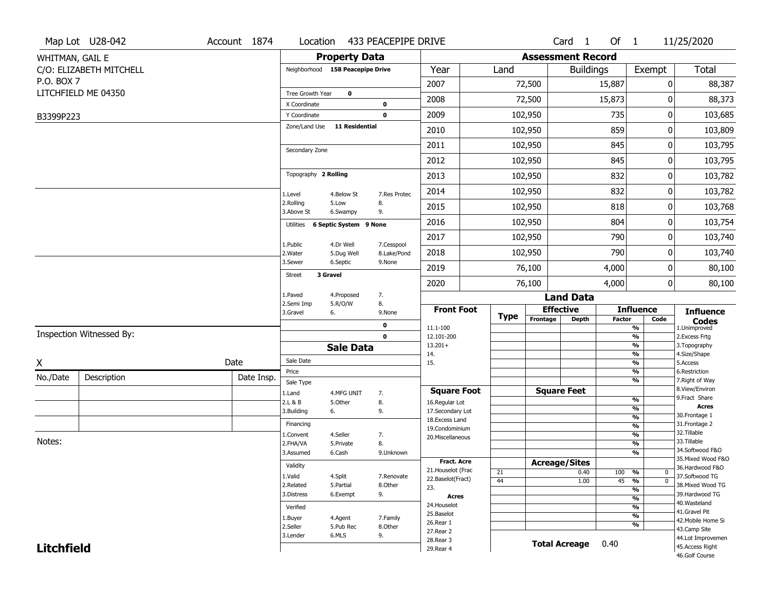Map Lot U28-042 | Account 1874 | Location 433 PEACEPIPE DRIVE | Card 1 Of 1 | 11/25/2020

WHITMAN, GAIL E
C/O: ELIZABETH MITCHELL
P.O. BOX 7
LITCHFIELD ME 04350

B3399P223

## Property Data

Neighborhood **158 Peacepipe Drive**

Tree Growth Year **0**
X Coordinate **0**
Y Coordinate **0**
Zone/Land Use **11 Residential**

Secondary Zone

Topography **2 Rolling**

1.Level 4.Below St 7.Res Protec
2.Rolling 5.Low 8.
3.Above St 6.Swampy 9.

Utilities **6 Septic System 9 None**

1.Public 4.Dr Well 7.Cesspool
2.Water 5.Dug Well 8.Lake/Pond
3.Sewer 6.Septic 9.None

Street **3 Gravel**

1.Paved 4.Proposed 7.
2.Semi Imp 5.R/O/W 8.
3.Gravel 6. 9.None

**0**
**0**

## Assessment Record

| Year | Land | Buildings | Exempt | Total |
|---|---|---|---|---|
| 2007 | 72,500 | 15,887 | 0 | 88,387 |
| 2008 | 72,500 | 15,873 | 0 | 88,373 |
| 2009 | 102,950 | 735 | 0 | 103,685 |
| 2010 | 102,950 | 859 | 0 | 103,809 |
| 2011 | 102,950 | 845 | 0 | 103,795 |
| 2012 | 102,950 | 845 | 0 | 103,795 |
| 2013 | 102,950 | 832 | 0 | 103,782 |
| 2014 | 102,950 | 832 | 0 | 103,782 |
| 2015 | 102,950 | 818 | 0 | 103,768 |
| 2016 | 102,950 | 804 | 0 | 103,754 |
| 2017 | 102,950 | 790 | 0 | 103,740 |
| 2018 | 102,950 | 790 | 0 | 103,740 |
| 2019 | 76,100 | 4,000 | 0 | 80,100 |
| 2020 | 76,100 | 4,000 | 0 | 80,100 |

## Land Data

| Front Foot | Type | Effective Frontage | Effective Depth | Influence Factor | Influence Code |
|---|---|---|---|---|---|
| 11.1-100 | | | | % | |
| 12.101-200 | | | | % | |
| 13.201+ | | | | % | |
| 14. | | | | % | |
| 15. | | | | % | |
| | | | | % | |
| | | | | % | |

| Square Foot | Square Feet | Influence Factor | Influence Code |
|---|---|---|---|
| 16.Regular Lot | | % | |
| 17.Secondary Lot | | % | |
| 18.Excess Land | | % | |
| 19.Condominium | | % | |
| 20.Miscellaneous | | % | |
| | | % | |
| | | % | |

| Fract. Acre | Type | Acreage/Sites | Influence Factor | Influence Code |
|---|---|---|---|---|
| 21.Houselot (Frac | 21 | 0.40 | 100 % | 0 |
| 22.Baselot(Fract) | 44 | 1.00 | 45 % | 0 |
| 23. | | | % | |
| **Acres** | | | % | |
| 24.Houselot | | | % | |
| 25.Baselot | | | % | |
| 26.Rear 1 | | | % | |
| 27.Rear 2 | | | | |
| 28.Rear 3 | | | | |
| 29.Rear 4 | | | | |

**Total Acreage** 0.40

**Influence Codes**
1.Unimproved
2.Excess Frtg
3.Topography
4.Size/Shape
5.Access
6.Restriction
7.Right of Way
8.View/Environ
9.Fract Share

**Acres**
30.Frontage 1
31.Frontage 2
32.Tillable
33.Tillable
34.Softwood F&O
35.Mixed Wood F&O
36.Hardwood F&O
37.Softwood TG
38.Mixed Wood TG
39.Hardwood TG
40.Wasteland
41.Gravel Pit
42.Mobile Home Si
43.Camp Site
44.Lot Improvemen
45.Access Right
46.Golf Course

## Sale Data

Sale Date
Price
Sale Type
1.Land 4.MFG UNIT 7.
2.L & B 5.Other 8.
3.Building 6. 9.

Financing
1.Convent 4.Seller 7.
2.FHA/VA 5.Private 8.
3.Assumed 6.Cash 9.Unknown

Validity
1.Valid 4.Split 7.Renovate
2.Related 5.Partial 8.Other
3.Distress 6.Exempt 9.

Verified
1.Buyer 4.Agent 7.Family
2.Seller 5.Pub Rec 8.Other
3.Lender 6.MLS 9.

Inspection Witnessed By:

X Date

| No./Date | Description | Date Insp. |
|---|---|---|
| | | |
| | | |
| | | |

Notes:

**Litchfield**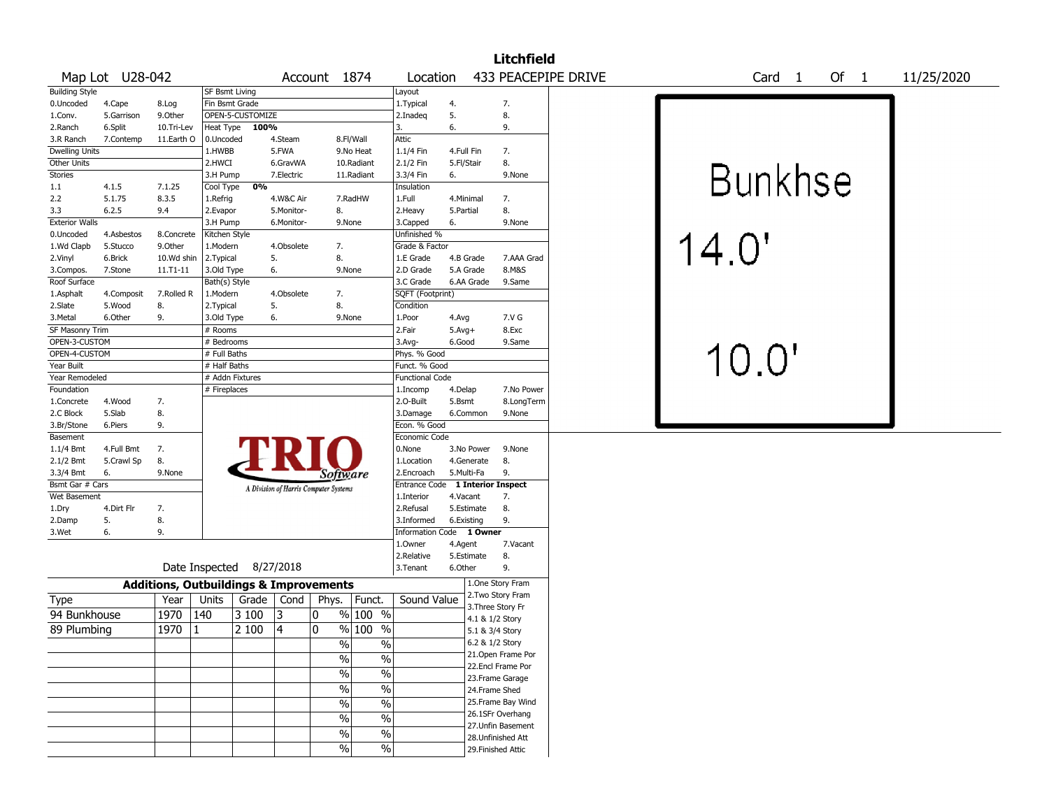# Litchfield

**Map Lot** U28-042 **Account** 1874 **Location** 433 PEACEPIPE DRIVE **Card** 1 **Of** 1 11/25/2020

| Building Style | | | SF Bsmt Living | | | Layout | | |
|---|---|---|---|---|---|---|---|---|
| 0.Uncoded | 4.Cape | 8.Log | Fin Bsmt Grade | | | 1.Typical | 4. | 7. |
| 1.Conv. | 5.Garrison | 9.Other | OPEN-5-CUSTOMIZE | | | 2.Inadeq | 5. | 8. |
| 2.Ranch | 6.Split | 10.Tri-Lev | Heat Type 100% | | | 3. | 6. | 9. |
| 3.R Ranch | 7.Contemp | 11.Earth O | 0.Uncoded | 4.Steam | 8.Fl/Wall | Attic | | |
| Dwelling Units | | | 1.HWBB | 5.FWA | 9.No Heat | 1.1/4 Fin | 4.Full Fin | 7. |
| Other Units | | | 2.HWCI | 6.GravWA | 10.Radiant | 2.1/2 Fin | 5.Fl/Stair | 8. |
| Stories | | | 3.H Pump | 7.Electric | 11.Radiant | 3.3/4 Fin | 6. | 9.None |
| 1.1 | 4.1.5 | 7.1.25 | Cool Type 0% | | | Insulation | | |
| 2.2 | 5.1.75 | 8.3.5 | 1.Refrig | 4.W&C Air | 7.RadHW | 1.Full | 4.Minimal | 7. |
| 3.3 | 6.2.5 | 9.4 | 2.Evapor | 5.Monitor- | 8. | 2.Heavy | 5.Partial | 8. |
| Exterior Walls | | | 3.H Pump | 6.Monitor- | 9.None | 3.Capped | 6. | 9.None |
| 0.Uncoded | 4.Asbestos | 8.Concrete | Kitchen Style | | | Unfinished % | | |
| 1.Wd Clapb | 5.Stucco | 9.Other | 1.Modern | 4.Obsolete | 7. | Grade & Factor | | |
| 2.Vinyl | 6.Brick | 10.Wd shin | 2.Typical | 5. | 8. | 1.E Grade | 4.B Grade | 7.AAA Grad |
| 3.Compos. | 7.Stone | 11.T1-11 | 3.Old Type | 6. | 9.None | 2.D Grade | 5.A Grade | 8.M&S |
| Roof Surface | | | Bath(s) Style | | | 3.C Grade | 6.AA Grade | 9.Same |
| 1.Asphalt | 4.Composit | 7.Rolled R | 1.Modern | 4.Obsolete | 7. | SQFT (Footprint) | | |
| 2.Slate | 5.Wood | 8. | 2.Typical | 5. | 8. | Condition | | |
| 3.Metal | 6.Other | 9. | 3.Old Type | 6. | 9.None | 1.Poor | 4.Avg | 7.V G |
| SF Masonry Trim | | | # Rooms | | | 2.Fair | 5.Avg+ | 8.Exc |
| OPEN-3-CUSTOM | | | # Bedrooms | | | 3.Avg- | 6.Good | 9.Same |
| OPEN-4-CUSTOM | | | # Full Baths | | | Phys. % Good | | |
| Year Built | | | # Half Baths | | | Funct. % Good | | |
| Year Remodeled | | | # Addn Fixtures | | | Functional Code | | |
| Foundation | | | # Fireplaces | | | 1.Incomp | 4.Delap | 7.No Power |
| 1.Concrete | 4.Wood | 7. | | | | 2.O-Built | 5.Bsmt | 8.LongTerm |
| 2.C Block | 5.Slab | 8. | | | | 3.Damage | 6.Common | 9.None |
| 3.Br/Stone | 6.Piers | 9. | | | | Econ. % Good | | |
| Basement | | | | | | Economic Code | | |
| 1.1/4 Bmt | 4.Full Bmt | 7. | | | | 0.None | 3.No Power | 9.None |
| 2.1/2 Bmt | 5.Crawl Sp | 8. | | | | 1.Location | 4.Generate | 8. |
| 3.3/4 Bmt | 6. | 9.None | | | | 2.Encroach | 5.Multi-Fa | 9. |
| Bsmt Gar # Cars | | | | | | Entrance Code 1 Interior Inspect | | |
| Wet Basement | | | | | | 1.Interior | 4.Vacant | 7. |
| 1.Dry | 4.Dirt Flr | 7. | | | | 2.Refusal | 5.Estimate | 8. |
| 2.Damp | 5. | 8. | | | | 3.Informed | 6.Existing | 9. |
| 3.Wet | 6. | 9. | | | | Information Code 1 Owner | | |
| | | | | | | 1.Owner | 4.Agent | 7.Vacant |
| | | | | | | 2.Relative | 5.Estimate | 8. |
| | | | Date Inspected 8/27/2018 | | | 3.Tenant | 6.Other | 9. |

TRIO Software — A Division of Harris Computer Systems

## Additions, Outbuildings & Improvements

| Type | Year | Units | Grade | Cond | Phys. | Funct. | Sound Value |
|---|---|---|---|---|---|---|---|
| 94 Bunkhouse | 1970 | 140 | 3 100 | 3 | 0 % | 100 % | |
| 89 Plumbing | 1970 | 1 | 2 100 | 4 | 0 % | 100 % | |
| | | | | | % | % | |
| | | | | | % | % | |
| | | | | | % | % | |
| | | | | | % | % | |
| | | | | | % | % | |
| | | | | | % | % | |
| | | | | | % | % | |
| | | | | | % | % | |

1.One Story Fram
2.Two Story Fram
3.Three Story Fr
4.1 & 1/2 Story
5.1 & 3/4 Story
6.2 & 1/2 Story
21.Open Frame Por
22.Encl Frame Por
23.Frame Garage
24.Frame Shed
25.Frame Bay Wind
26.1SFr Overhang
27.Unfin Basement
28.Unfinished Att
29.Finished Attic

Bunkhse
14.0'
10.0'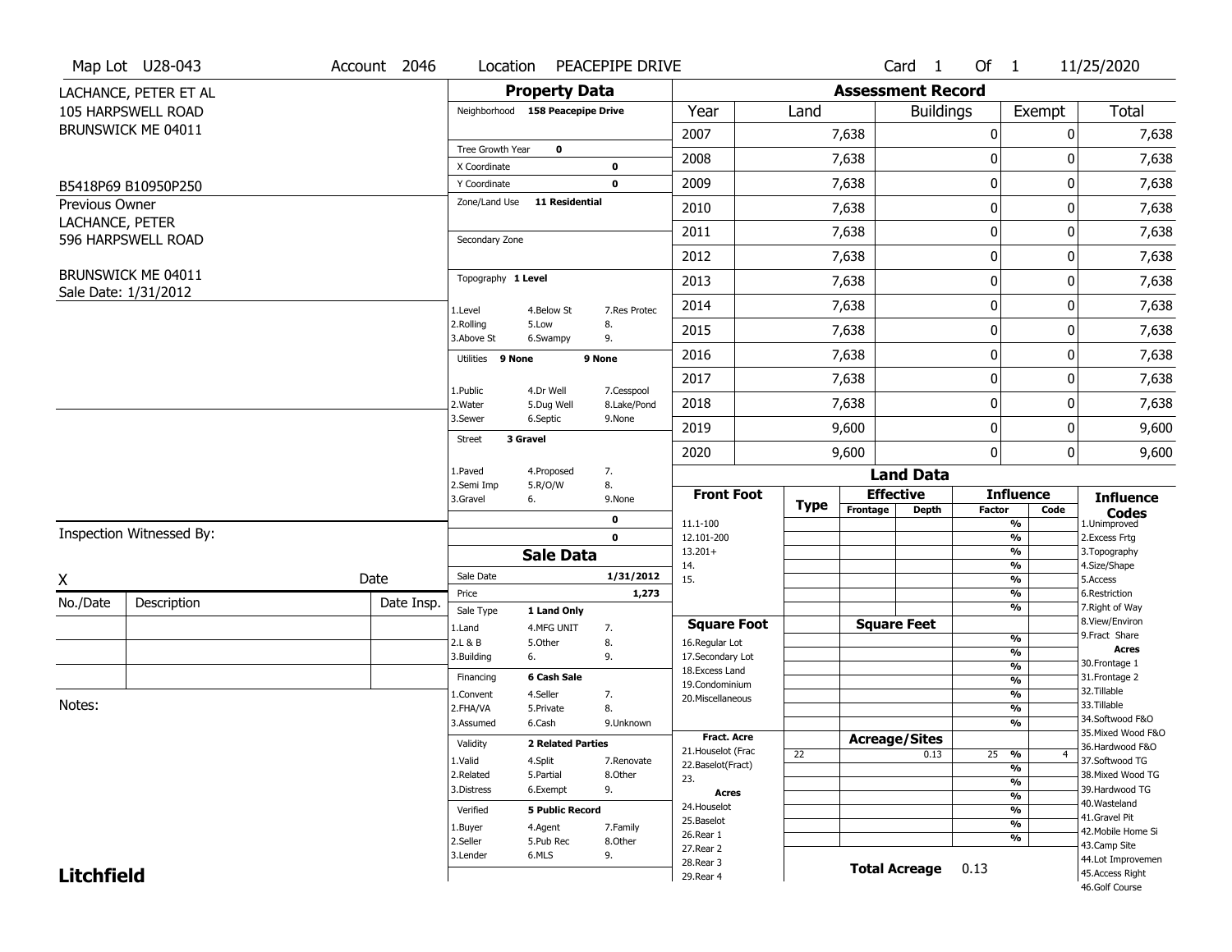Map Lot U28-043 | Account 2046 | Location PEACEPIPE DRIVE | Card 1 Of 1 | 11/25/2020

LACHANCE, PETER ET AL
105 HARPSWELL ROAD
BRUNSWICK ME 04011

B5418P69 B10950P250

Previous Owner
LACHANCE, PETER
596 HARPSWELL ROAD

BRUNSWICK ME 04011
Sale Date: 1/31/2012

## Property Data

Neighborhood **158 Peacepipe Drive**

Tree Growth Year **0**
X Coordinate **0**
Y Coordinate **0**
Zone/Land Use **11 Residential**

Secondary Zone

Topography **1 Level**

1.Level 4.Below St 7.Res Protec
2.Rolling 5.Low 8.
3.Above St 6.Swampy 9.

Utilities **9 None** **9 None**

1.Public 4.Dr Well 7.Cesspool
2.Water 5.Dug Well 8.Lake/Pond
3.Sewer 6.Septic 9.None

Street **3 Gravel**

1.Paved 4.Proposed 7.
2.Semi Imp 5.R/O/W 8.
3.Gravel 6. 9.None

**0**
**0**

## Sale Data

Sale Date **1/31/2012**
Price **1,273**
Sale Type **1 Land Only**

1.Land 4.MFG UNIT 7.
2.L & B 5.Other 8.
3.Building 6. 9.

Financing **6 Cash Sale**

1.Convent 4.Seller 7.
2.FHA/VA 5.Private 8.
3.Assumed 6.Cash 9.Unknown

Validity **2 Related Parties**

1.Valid 4.Split 7.Renovate
2.Related 5.Partial 8.Other
3.Distress 6.Exempt 9.

Verified **5 Public Record**

1.Buyer 4.Agent 7.Family
2.Seller 5.Pub Rec 8.Other
3.Lender 6.MLS 9.

## Assessment Record

| Year | Land | Buildings | Exempt | Total |
|---|---|---|---|---|
| 2007 | 7,638 | 0 | 0 | 7,638 |
| 2008 | 7,638 | 0 | 0 | 7,638 |
| 2009 | 7,638 | 0 | 0 | 7,638 |
| 2010 | 7,638 | 0 | 0 | 7,638 |
| 2011 | 7,638 | 0 | 0 | 7,638 |
| 2012 | 7,638 | 0 | 0 | 7,638 |
| 2013 | 7,638 | 0 | 0 | 7,638 |
| 2014 | 7,638 | 0 | 0 | 7,638 |
| 2015 | 7,638 | 0 | 0 | 7,638 |
| 2016 | 7,638 | 0 | 0 | 7,638 |
| 2017 | 7,638 | 0 | 0 | 7,638 |
| 2018 | 7,638 | 0 | 0 | 7,638 |
| 2019 | 9,600 | 0 | 0 | 9,600 |
| 2020 | 9,600 | 0 | 0 | 9,600 |

## Land Data

| | Type | Effective Frontage | Effective Depth | Influence Factor | Influence Code |
|---|---|---|---|---|---|
| **Front Foot** | | | | | |
| 11.1-100 | | | | % | |
| 12.101-200 | | | | % | |
| 13.201+ | | | | % | |
| 14. | | | | % | |
| 15. | | | | % | |
| **Square Foot** | | **Square Feet** | | | |
| 16.Regular Lot | | | | % | |
| 17.Secondary Lot | | | | % | |
| 18.Excess Land | | | | % | |
| 19.Condominium | | | | % | |
| 20.Miscellaneous | | | | % | |
| **Fract. Acre** | | **Acreage/Sites** | | | |
| 21.Houselot (Frac | 22 | | 0.13 | 25 % | 4 |
| 22.Baselot(Fract) | | | | % | |
| 23. | | | | % | |
| **Acres** | | | | | |
| 24.Houselot | | | | % | |
| 25.Baselot | | | | % | |
| 26.Rear 1 | | | | % | |
| 27.Rear 2 | | | | | |
| 28.Rear 3 | | | | | |
| 29.Rear 4 | | | | | |

**Total Acreage** 0.13

**Influence Codes**
1.Unimproved
2.Excess Frtg
3.Topography
4.Size/Shape
5.Access
6.Restriction
7.Right of Way
8.View/Environ
9.Fract Share
**Acres**
30.Frontage 1
31.Frontage 2
32.Tillable
33.Tillable
34.Softwood F&O
35.Mixed Wood F&O
36.Hardwood F&O
37.Softwood TG
38.Mixed Wood TG
39.Hardwood TG
40.Wasteland
41.Gravel Pit
42.Mobile Home Si
43.Camp Site
44.Lot Improvemen
45.Access Right
46.Golf Course

Inspection Witnessed By:

X Date

| No./Date | Description | Date Insp. |
|---|---|---|
| | | |
| | | |
| | | |

Notes:

**Litchfield**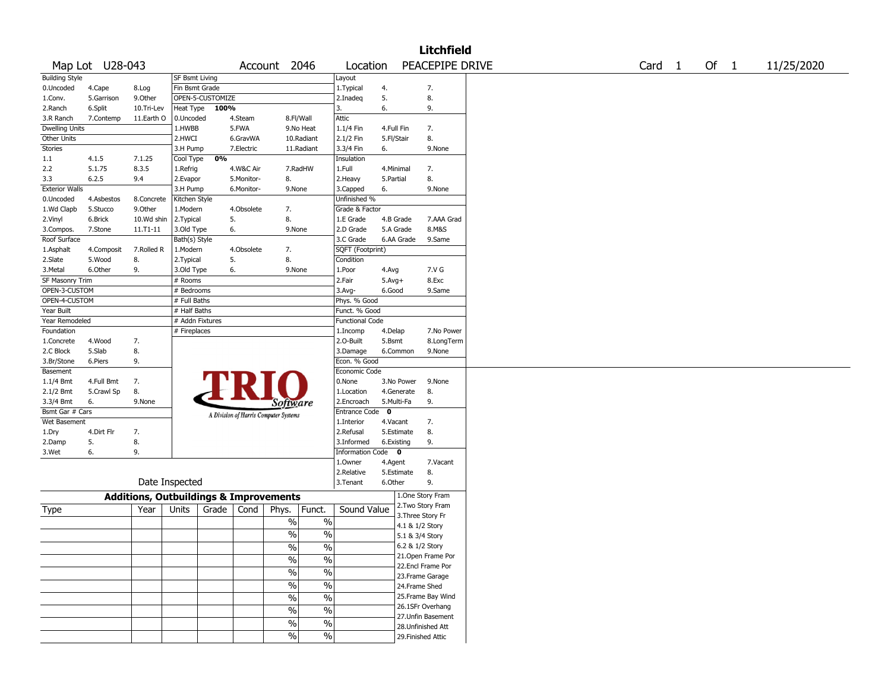# Litchfield

Map Lot U28-043 | Account 2046 | Location PEACEPIPE DRIVE | Card 1 Of 1 | 11/25/2020

| Building Style | | | SF Bsmt Living | | | Layout | | |
|---|---|---|---|---|---|---|---|---|
| 0.Uncoded | 4.Cape | 8.Log | Fin Bsmt Grade | | | 1.Typical | 4. | 7. |
| 1.Conv. | 5.Garrison | 9.Other | OPEN-5-CUSTOMIZE | | | 2.Inadeq | 5. | 8. |
| 2.Ranch | 6.Split | 10.Tri-Lev | Heat Type 100% | | | 3. | 6. | 9. |
| 3.R Ranch | 7.Contemp | 11.Earth O | 0.Uncoded | 4.Steam | 8.Fl/Wall | Attic | | |
| Dwelling Units | | | 1.HWBB | 5.FWA | 9.No Heat | 1.1/4 Fin | 4.Full Fin | 7. |
| Other Units | | | 2.HWCI | 6.GravWA | 10.Radiant | 2.1/2 Fin | 5.Fl/Stair | 8. |
| Stories | | | 3.H Pump | 7.Electric | 11.Radiant | 3.3/4 Fin | 6. | 9.None |
| 1.1 | 4.1.5 | 7.1.25 | Cool Type 0% | | | Insulation | | |
| 2.2 | 5.1.75 | 8.3.5 | 1.Refrig | 4.W&C Air | 7.RadHW | 1.Full | 4.Minimal | 7. |
| 3.3 | 6.2.5 | 9.4 | 2.Evapor | 5.Monitor- | 8. | 2.Heavy | 5.Partial | 8. |
| Exterior Walls | | | 3.H Pump | 6.Monitor- | 9.None | 3.Capped | 6. | 9.None |
| 0.Uncoded | 4.Asbestos | 8.Concrete | Kitchen Style | | | Unfinished % | | |
| 1.Wd Clapb | 5.Stucco | 9.Other | 1.Modern | 4.Obsolete | 7. | Grade & Factor | | |
| 2.Vinyl | 6.Brick | 10.Wd shin | 2.Typical | 5. | 8. | 1.E Grade | 4.B Grade | 7.AAA Grad |
| 3.Compos. | 7.Stone | 11.T1-11 | 3.Old Type | 6. | 9.None | 2.D Grade | 5.A Grade | 8.M&S |
| Roof Surface | | | Bath(s) Style | | | 3.C Grade | 6.AA Grade | 9.Same |
| 1.Asphalt | 4.Composit | 7.Rolled R | 1.Modern | 4.Obsolete | 7. | SQFT (Footprint) | | |
| 2.Slate | 5.Wood | 8. | 2.Typical | 5. | 8. | Condition | | |
| 3.Metal | 6.Other | 9. | 3.Old Type | 6. | 9.None | 1.Poor | 4.Avg | 7.V G |
| SF Masonry Trim | | | # Rooms | | | 2.Fair | 5.Avg+ | 8.Exc |
| OPEN-3-CUSTOM | | | # Bedrooms | | | 3.Avg- | 6.Good | 9.Same |
| OPEN-4-CUSTOM | | | # Full Baths | | | Phys. % Good | | |
| Year Built | | | # Half Baths | | | Funct. % Good | | |
| Year Remodeled | | | # Addn Fixtures | | | Functional Code | | |
| Foundation | | | # Fireplaces | | | 1.Incomp | 4.Delap | 7.No Power |
| 1.Concrete | 4.Wood | 7. | | | | 2.O-Built | 5.Bsmt | 8.LongTerm |
| 2.C Block | 5.Slab | 8. | | | | 3.Damage | 6.Common | 9.None |
| 3.Br/Stone | 6.Piers | 9. | | | | Econ. % Good | | |
| Basement | | | | | | Economic Code | | |
| 1.1/4 Bmt | 4.Full Bmt | 7. | | | | 0.None | 3.No Power | 9.None |
| 2.1/2 Bmt | 5.Crawl Sp | 8. | | | | 1.Location | 4.Generate | 8. |
| 3.3/4 Bmt | 6. | 9.None | | | | 2.Encroach | 5.Multi-Fa | 9. |
| Bsmt Gar # Cars | | | | | | Entrance Code 0 | | |
| Wet Basement | | | | | | 1.Interior | 4.Vacant | 7. |
| 1.Dry | 4.Dirt Flr | 7. | | | | 2.Refusal | 5.Estimate | 8. |
| 2.Damp | 5. | 8. | | | | 3.Informed | 6.Existing | 9. |
| 3.Wet | 6. | 9. | | | | Information Code 0 | | |
| | | | | | | 1.Owner | 4.Agent | 7.Vacant |
| | | | | | | 2.Relative | 5.Estimate | 8. |
| Date Inspected | | | | | | 3.Tenant | 6.Other | 9. |

TRIO Software — A Division of Harris Computer Systems

## Additions, Outbuildings & Improvements

| Type | Year | Units | Grade | Cond | Phys. | Funct. | Sound Value |
|---|---|---|---|---|---|---|---|
| | | | | | % | % | |
| | | | | | % | % | |
| | | | | | % | % | |
| | | | | | % | % | |
| | | | | | % | % | |
| | | | | | % | % | |
| | | | | | % | % | |
| | | | | | % | % | |
| | | | | | % | % | |
| | | | | | % | % | |

1.One Story Fram
2.Two Story Fram
3.Three Story Fr
4.1 & 1/2 Story
5.1 & 3/4 Story
6.2 & 1/2 Story
21.Open Frame Por
22.Encl Frame Por
23.Frame Garage
24.Frame Shed
25.Frame Bay Wind
26.1SFr Overhang
27.Unfin Basement
28.Unfinished Att
29.Finished Attic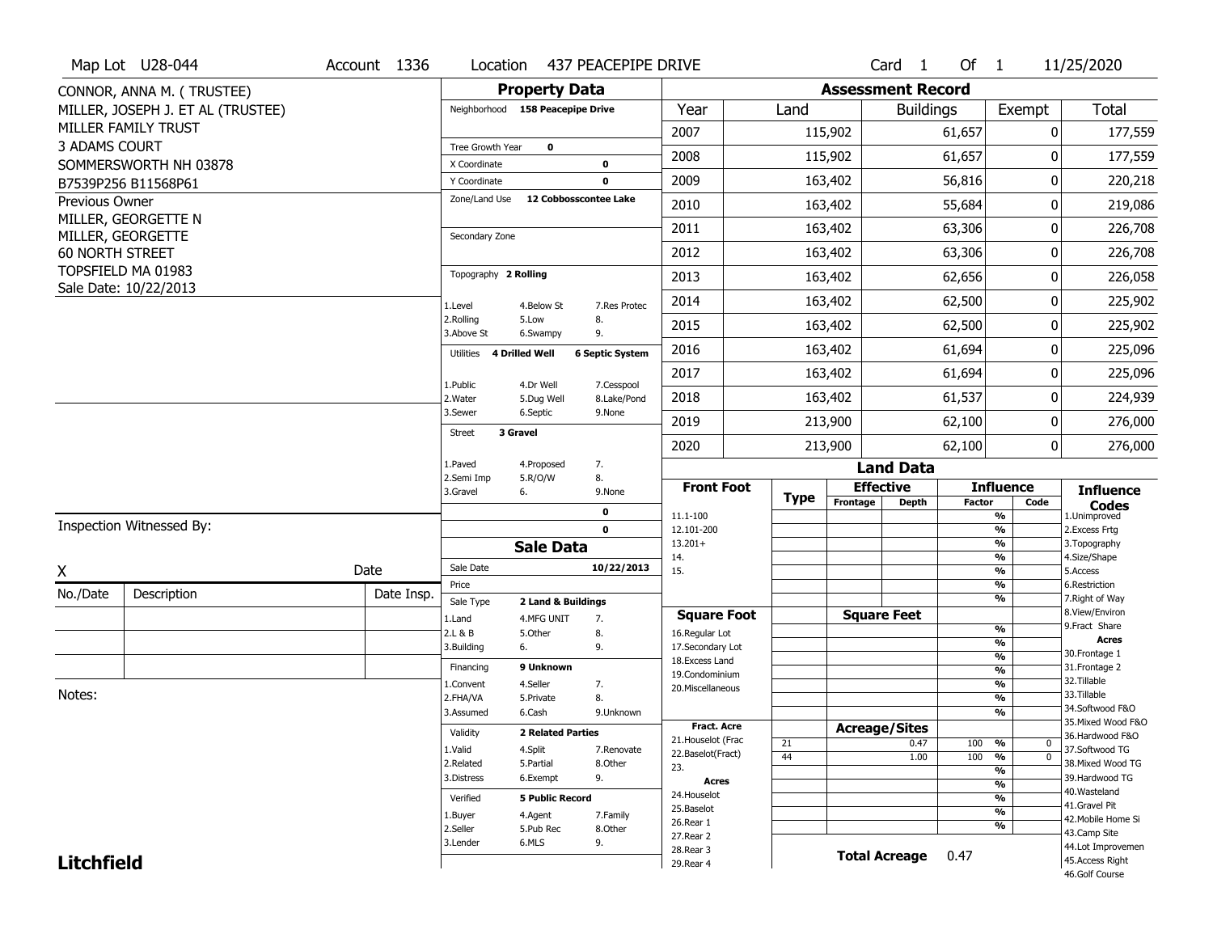Map Lot U28-044 | Account 1336 | Location 437 PEACEPIPE DRIVE | Card 1 Of 1 | 11/25/2020

CONNOR, ANNA M. ( TRUSTEE)
MILLER, JOSEPH J. ET AL (TRUSTEE)
MILLER FAMILY TRUST
3 ADAMS COURT
SOMMERSWORTH NH 03878
B7539P256 B11568P61

Previous Owner
MILLER, GEORGETTE N
MILLER, GEORGETTE
60 NORTH STREET
TOPSFIELD MA 01983
Sale Date: 10/22/2013

## Property Data

Neighborhood 158 Peacepipe Drive

Tree Growth Year 0
X Coordinate 0
Y Coordinate 0
Zone/Land Use 12 Cobbosscontee Lake

Secondary Zone

Topography 2 Rolling

1.Level 4.Below St 7.Res Protec
2.Rolling 5.Low 8.
3.Above St 6.Swampy 9.

Utilities 4 Drilled Well 6 Septic System

1.Public 4.Dr Well 7.Cesspool
2.Water 5.Dug Well 8.Lake/Pond
3.Sewer 6.Septic 9.None

Street 3 Gravel

1.Paved 4.Proposed 7.
2.Semi Imp 5.R/O/W 8.
3.Gravel 6. 9.None

0
0

## Sale Data

Sale Date 10/22/2013
Price
Sale Type 2 Land & Buildings

1.Land 4.MFG UNIT 7.
2.L & B 5.Other 8.
3.Building 6. 9.

Financing 9 Unknown

1.Convent 4.Seller 7.
2.FHA/VA 5.Private 8.
3.Assumed 6.Cash 9.Unknown

Validity 2 Related Parties

1.Valid 4.Split 7.Renovate
2.Related 5.Partial 8.Other
3.Distress 6.Exempt 9.

Verified 5 Public Record

1.Buyer 4.Agent 7.Family
2.Seller 5.Pub Rec 8.Other
3.Lender 6.MLS 9.

## Assessment Record

| Year | Land | Buildings | Exempt | Total |
|---|---|---|---|---|
| 2007 | 115,902 | 61,657 | 0 | 177,559 |
| 2008 | 115,902 | 61,657 | 0 | 177,559 |
| 2009 | 163,402 | 56,816 | 0 | 220,218 |
| 2010 | 163,402 | 55,684 | 0 | 219,086 |
| 2011 | 163,402 | 63,306 | 0 | 226,708 |
| 2012 | 163,402 | 63,306 | 0 | 226,708 |
| 2013 | 163,402 | 62,656 | 0 | 226,058 |
| 2014 | 163,402 | 62,500 | 0 | 225,902 |
| 2015 | 163,402 | 62,500 | 0 | 225,902 |
| 2016 | 163,402 | 61,694 | 0 | 225,096 |
| 2017 | 163,402 | 61,694 | 0 | 225,096 |
| 2018 | 163,402 | 61,537 | 0 | 224,939 |
| 2019 | 213,900 | 62,100 | 0 | 276,000 |
| 2020 | 213,900 | 62,100 | 0 | 276,000 |

## Land Data

| Front Foot | Type | Effective Frontage | Effective Depth | Influence Factor | Influence Code |
|---|---|---|---|---|---|
| 11.1-100 | | | | % | |
| 12.101-200 | | | | % | |
| 13.201+ | | | | % | |
| 14. | | | | % | |
| 15. | | | | % | |
| | | | | % | |
| | | | | % | |

| Square Foot | | Square Feet | | |
|---|---|---|---|---|
| 16.Regular Lot | | | % | |
| 17.Secondary Lot | | | % | |
| 18.Excess Land | | | % | |
| 19.Condominium | | | % | |
| 20.Miscellaneous | | | % | |
| | | | % | |
| | | | % | |

| Fract. Acre | Type | Acreage/Sites | Factor | Code |
|---|---|---|---|---|
| 21.Houselot (Frac | 21 | 0.47 | 100 % | 0 |
| 22.Baselot(Fract) | 44 | 1.00 | 100 % | 0 |
| 23. | | | % | |
| **Acres** | | | % | |
| 24.Houselot | | | % | |
| 25.Baselot | | | % | |
| 26.Rear 1 | | | % | |
| 27.Rear 2 | | | | |
| 28.Rear 3 | | | | |
| 29.Rear 4 | | | | |

Total Acreage 0.47

**Influence Codes**
1.Unimproved
2.Excess Frtg
3.Topography
4.Size/Shape
5.Access
6.Restriction
7.Right of Way
8.View/Environ
9.Fract Share

**Acres**
30.Frontage 1
31.Frontage 2
32.Tillable
33.Tillable
34.Softwood F&O
35.Mixed Wood F&O
36.Hardwood F&O
37.Softwood TG
38.Mixed Wood TG
39.Hardwood TG
40.Wasteland
41.Gravel Pit
42.Mobile Home Si
43.Camp Site
44.Lot Improvemen
45.Access Right
46.Golf Course

Inspection Witnessed By:

X _______________ Date

| No./Date | Description | Date Insp. |
|---|---|---|
| | | |
| | | |
| | | |

Notes:

**Litchfield**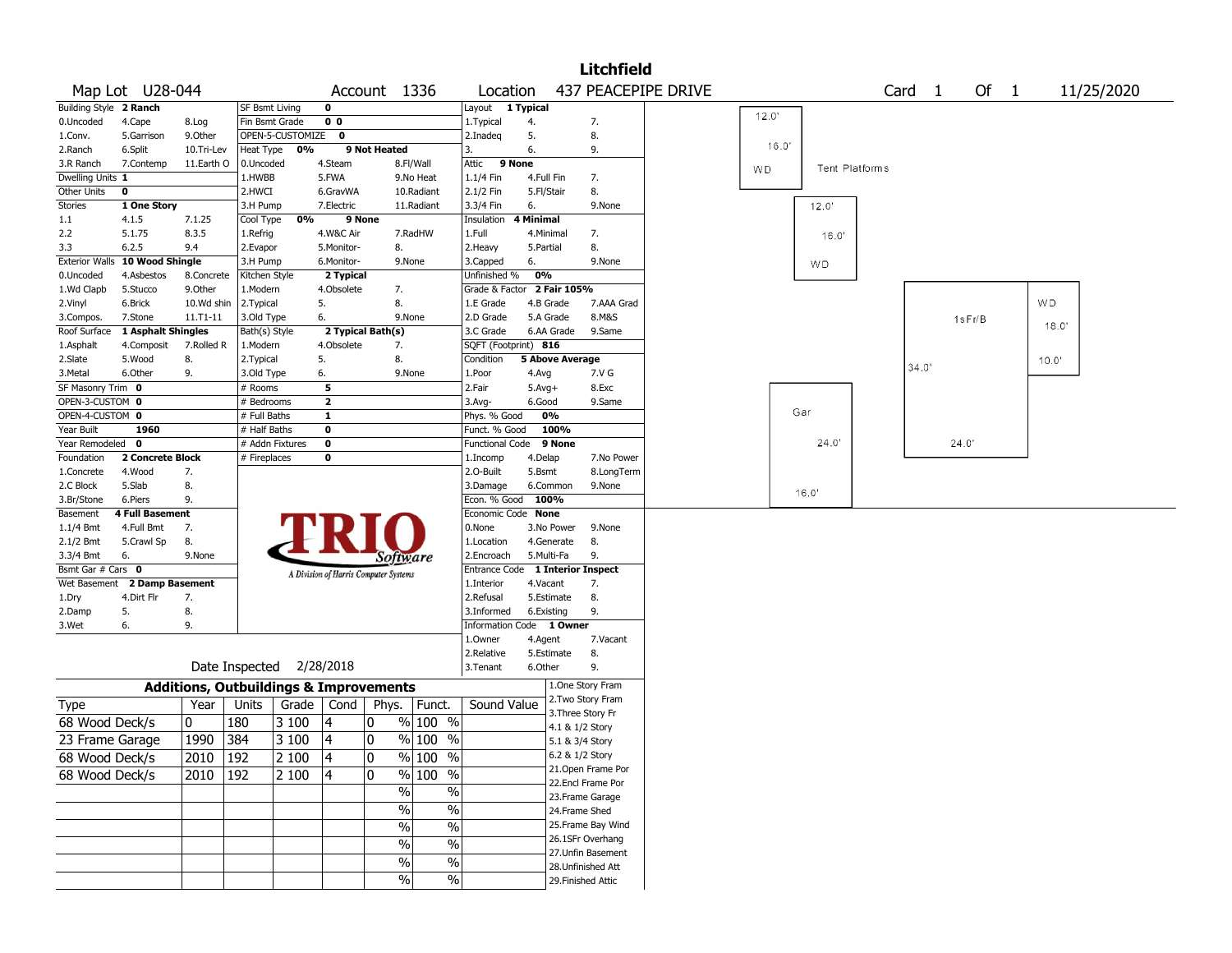# Litchfield

Map Lot U28-044 | Account 1336 | Location 437 PEACEPIPE DRIVE | Card 1 Of 1 | 11/25/2020

| | | | | | | | | |
|---|---|---|---|---|---|---|---|---|
| Building Style **2 Ranch** | | | SF Bsmt Living **0** | | | Layout **1 Typical** | | |
| 0.Uncoded | 4.Cape | 8.Log | Fin Bsmt Grade **0 0** | | | 1.Typical | 4. | 7. |
| 1.Conv. | 5.Garrison | 9.Other | OPEN-5-CUSTOMIZE **0** | | | 2.Inadeq | 5. | 8. |
| 2.Ranch | 6.Split | 10.Tri-Lev | Heat Type **0%** | **9 Not Heated** | | 3. | 6. | 9. |
| 3.R Ranch | 7.Contemp | 11.Earth O | 0.Uncoded | 4.Steam | 8.Fl/Wall | Attic **9 None** | | |
| Dwelling Units **1** | | | 1.HWBB | 5.FWA | 9.No Heat | 1.1/4 Fin | 4.Full Fin | 7. |
| Other Units **0** | | | 2.HWCI | 6.GravWA | 10.Radiant | 2.1/2 Fin | 5.Fl/Stair | 8. |
| Stories **1 One Story** | | | 3.H Pump | 7.Electric | 11.Radiant | 3.3/4 Fin | 6. | 9.None |
| 1.1 | 4.1.5 | 7.1.25 | Cool Type **0%** | **9 None** | | Insulation **4 Minimal** | | |
| 2.2 | 5.1.75 | 8.3.5 | 1.Refrig | 4.W&C Air | 7.RadHW | 1.Full | 4.Minimal | 7. |
| 3.3 | 6.2.5 | 9.4 | 2.Evapor | 5.Monitor- | 8. | 2.Heavy | 5.Partial | 8. |
| Exterior Walls **10 Wood Shingle** | | | 3.H Pump | 6.Monitor- | 9.None | 3.Capped | 6. | 9.None |
| 0.Uncoded | 4.Asbestos | 8.Concrete | Kitchen Style **2 Typical** | | | Unfinished % **0%** | | |
| 1.Wd Clapb | 5.Stucco | 9.Other | 1.Modern | 4.Obsolete | 7. | Grade & Factor **2 Fair 105%** | | |
| 2.Vinyl | 6.Brick | 10.Wd shin | 2.Typical | 5. | 8. | 1.E Grade | 4.B Grade | 7.AAA Grad |
| 3.Compos. | 7.Stone | 11.T1-11 | 3.Old Type | 6. | 9.None | 2.D Grade | 5.A Grade | 8.M&S |
| Roof Surface **1 Asphalt Shingles** | | | Bath(s) Style **2 Typical Bath(s)** | | | 3.C Grade | 6.AA Grade | 9.Same |
| 1.Asphalt | 4.Composit | 7.Rolled R | 1.Modern | 4.Obsolete | 7. | SQFT (Footprint) **816** | | |
| 2.Slate | 5.Wood | 8. | 2.Typical | 5. | 8. | Condition **5 Above Average** | | |
| 3.Metal | 6.Other | 9. | 3.Old Type | 6. | 9.None | 1.Poor | 4.Avg | 7.V G |
| SF Masonry Trim **0** | | | # Rooms **5** | | | 2.Fair | 5.Avg+ | 8.Exc |
| OPEN-3-CUSTOM **0** | | | # Bedrooms **2** | | | 3.Avg- | 6.Good | 9.Same |
| OPEN-4-CUSTOM **0** | | | # Full Baths **1** | | | Phys. % Good **0%** | | |
| Year Built **1960** | | | # Half Baths **0** | | | Funct. % Good **100%** | | |
| Year Remodeled **0** | | | # Addn Fixtures **0** | | | Functional Code **9 None** | | |
| Foundation **2 Concrete Block** | | | # Fireplaces **0** | | | 1.Incomp | 4.Delap | 7.No Power |
| 1.Concrete | 4.Wood | 7. | | | | 2.O-Built | 5.Bsmt | 8.LongTerm |
| 2.C Block | 5.Slab | 8. | | | | 3.Damage | 6.Common | 9.None |
| 3.Br/Stone | 6.Piers | 9. | | | | Econ. % Good **100%** | | |
| Basement **4 Full Basement** | | | | | | Economic Code **None** | | |
| 1.1/4 Bmt | 4.Full Bmt | 7. | | | | 0.None | 3.No Power | 9.None |
| 2.1/2 Bmt | 5.Crawl Sp | 8. | | | | 1.Location | 4.Generate | 8. |
| 3.3/4 Bmt | 6. | 9.None | | | | 2.Encroach | 5.Multi-Fa | 9. |
| Bsmt Gar # Cars **0** | | | | | | Entrance Code **1 Interior Inspect** | | |
| Wet Basement **2 Damp Basement** | | | | | | 1.Interior | 4.Vacant | 7. |
| 1.Dry | 4.Dirt Flr | 7. | | | | 2.Refusal | 5.Estimate | 8. |
| 2.Damp | 5. | 8. | | | | 3.Informed | 6.Existing | 9. |
| 3.Wet | 6. | 9. | | | | Information Code **1 Owner** | | |
| | | | | | | 1.Owner | 4.Agent | 7.Vacant |
| | | | | | | 2.Relative | 5.Estimate | 8. |
| | | | Date Inspected 2/28/2018 | | | 3.Tenant | 6.Other | 9. |

TRIO Software — A Division of Harris Computer Systems

## Additions, Outbuildings & Improvements

| Type | Year | Units | Grade | Cond | Phys. | Funct. | Sound Value |
|---|---|---|---|---|---|---|---|
| 68 Wood Deck/s | 0 | 180 | 3 100 | 4 | 0 % | 100 % | |
| 23 Frame Garage | 1990 | 384 | 3 100 | 4 | 0 % | 100 % | |
| 68 Wood Deck/s | 2010 | 192 | 2 100 | 4 | 0 % | 100 % | |
| 68 Wood Deck/s | 2010 | 192 | 2 100 | 4 | 0 % | 100 % | |
| | | | | | % | % | |
| | | | | | % | % | |
| | | | | | % | % | |
| | | | | | % | % | |
| | | | | | % | % | |
| | | | | | % | % | |

1.One Story Fram, 2.Two Story Fram, 3.Three Story Fr, 4.1 & 1/2 Story, 5.1 & 3/4 Story, 6.2 & 1/2 Story, 21.Open Frame Por, 22.Encl Frame Por, 23.Frame Garage, 24.Frame Shed, 25.Frame Bay Wind, 26.1SFr Overhang, 27.Unfin Basement, 28.Unfinished Att, 29.Finished Attic

Sketch: 12.0' / 16.0' WD — Tent Platforms; 12.0' / 16.0' WD; 1sFr/B 34.0' x 24.0'; WD 18.0' x 10.0'; Gar 24.0' x 16.0'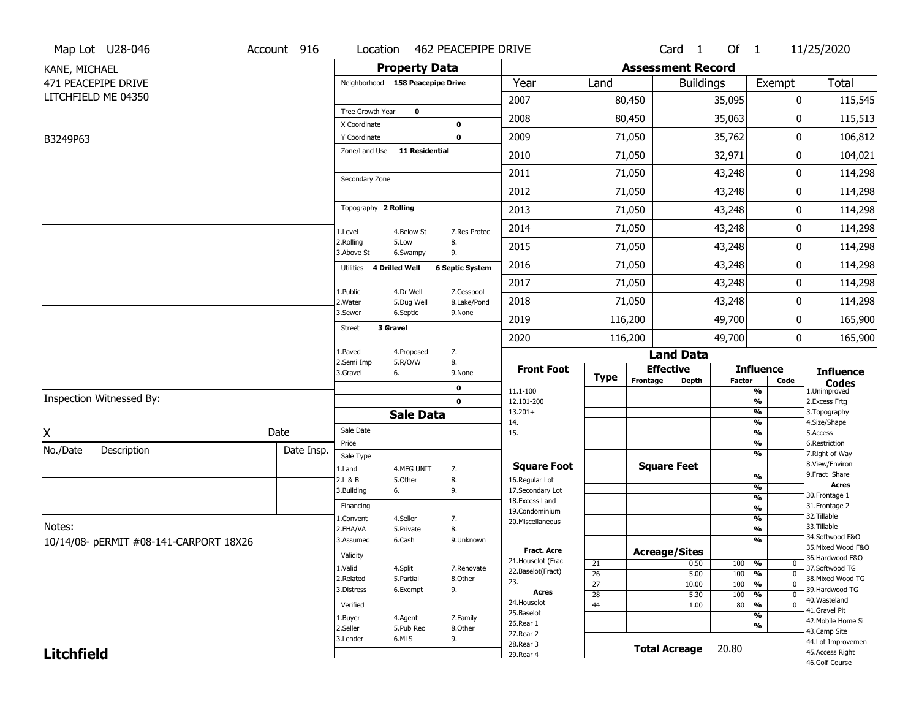Map Lot U28-046 | Account 916 | Location 462 PEACEPIPE DRIVE | Card 1 Of 1 | 11/25/2020

KANE, MICHAEL
471 PEACEPIPE DRIVE
LITCHFIELD ME 04350

B3249P63

## Property Data

Neighborhood **158 Peacepipe Drive**

Tree Growth Year **0**
X Coordinate **0**
Y Coordinate **0**
Zone/Land Use **11 Residential**

Secondary Zone

Topography **2 Rolling**

1.Level 4.Below St 7.Res Protec
2.Rolling 5.Low 8.
3.Above St 6.Swampy 9.

Utilities **4 Drilled Well** **6 Septic System**

1.Public 4.Dr Well 7.Cesspool
2.Water 5.Dug Well 8.Lake/Pond
3.Sewer 6.Septic 9.None

Street **3 Gravel**

1.Paved 4.Proposed 7.
2.Semi Imp 5.R/O/W 8.
3.Gravel 6. 9.None

0
0

## Sale Data

Sale Date
Price
Sale Type
1.Land 4.MFG UNIT 7.
2.L & B 5.Other 8.
3.Building 6. 9.

Financing
1.Convent 4.Seller 7.
2.FHA/VA 5.Private 8.
3.Assumed 6.Cash 9.Unknown

Validity
1.Valid 4.Split 7.Renovate
2.Related 5.Partial 8.Other
3.Distress 6.Exempt 9.

Verified
1.Buyer 4.Agent 7.Family
2.Seller 5.Pub Rec 8.Other
3.Lender 6.MLS 9.

## Assessment Record

| Year | Land | Buildings | Exempt | Total |
|---|---|---|---|---|
| 2007 | 80,450 | 35,095 | 0 | 115,545 |
| 2008 | 80,450 | 35,063 | 0 | 115,513 |
| 2009 | 71,050 | 35,762 | 0 | 106,812 |
| 2010 | 71,050 | 32,971 | 0 | 104,021 |
| 2011 | 71,050 | 43,248 | 0 | 114,298 |
| 2012 | 71,050 | 43,248 | 0 | 114,298 |
| 2013 | 71,050 | 43,248 | 0 | 114,298 |
| 2014 | 71,050 | 43,248 | 0 | 114,298 |
| 2015 | 71,050 | 43,248 | 0 | 114,298 |
| 2016 | 71,050 | 43,248 | 0 | 114,298 |
| 2017 | 71,050 | 43,248 | 0 | 114,298 |
| 2018 | 71,050 | 43,248 | 0 | 114,298 |
| 2019 | 116,200 | 49,700 | 0 | 165,900 |
| 2020 | 116,200 | 49,700 | 0 | 165,900 |

## Land Data

| Front Foot | Type | Effective Frontage | Effective Depth | Influence Factor | Influence Code |
|---|---|---|---|---|---|
| 11.1-100 | | | | % | |
| 12.101-200 | | | | % | |
| 13.201+ | | | | % | |
| 14. | | | | % | |
| 15. | | | | % | |
| | | | | % | |
| | | | | % | |

| Square Foot | Square Feet | Influence Factor | Influence Code |
|---|---|---|---|
| 16.Regular Lot | | % | |
| 17.Secondary Lot | | % | |
| 18.Excess Land | | % | |
| 19.Condominium | | % | |
| 20.Miscellaneous | | % | |
| | | % | |
| | | % | |

| Fract. Acre / Acres | Type | Acreage/Sites | Influence Factor | Influence Code |
|---|---|---|---|---|
| 21.Houselot (Frac | 21 | 0.50 | 100 % | 0 |
| 22.Baselot(Fract) | 26 | 5.00 | 100 % | 0 |
| 23. | 27 | 10.00 | 100 % | 0 |
| 24.Houselot | 28 | 5.30 | 100 % | 0 |
| 25.Baselot | 44 | 1.00 | 80 % | 0 |
| 26.Rear 1 | | | % | |
| 27.Rear 2 | | | % | |
| 28.Rear 3 | | | | |
| 29.Rear 4 | | | | |

**Total Acreage** 20.80

### Influence Codes

1.Unimproved
2.Excess Frtg
3.Topography
4.Size/Shape
5.Access
6.Restriction
7.Right of Way
8.View/Environ
9.Fract Share

**Acres**

30.Frontage 1
31.Frontage 2
32.Tillable
33.Tillable
34.Softwood F&O
35.Mixed Wood F&O
36.Hardwood F&O
37.Softwood TG
38.Mixed Wood TG
39.Hardwood TG
40.Wasteland
41.Gravel Pit
42.Mobile Home Si
43.Camp Site
44.Lot Improvemen
45.Access Right
46.Golf Course

Inspection Witnessed By:

X Date

| No./Date | Description | Date Insp. |
|---|---|---|
| | | |
| | | |
| | | |

Notes:
10/14/08- pERMIT #08-141-CARPORT 18X26

**Litchfield**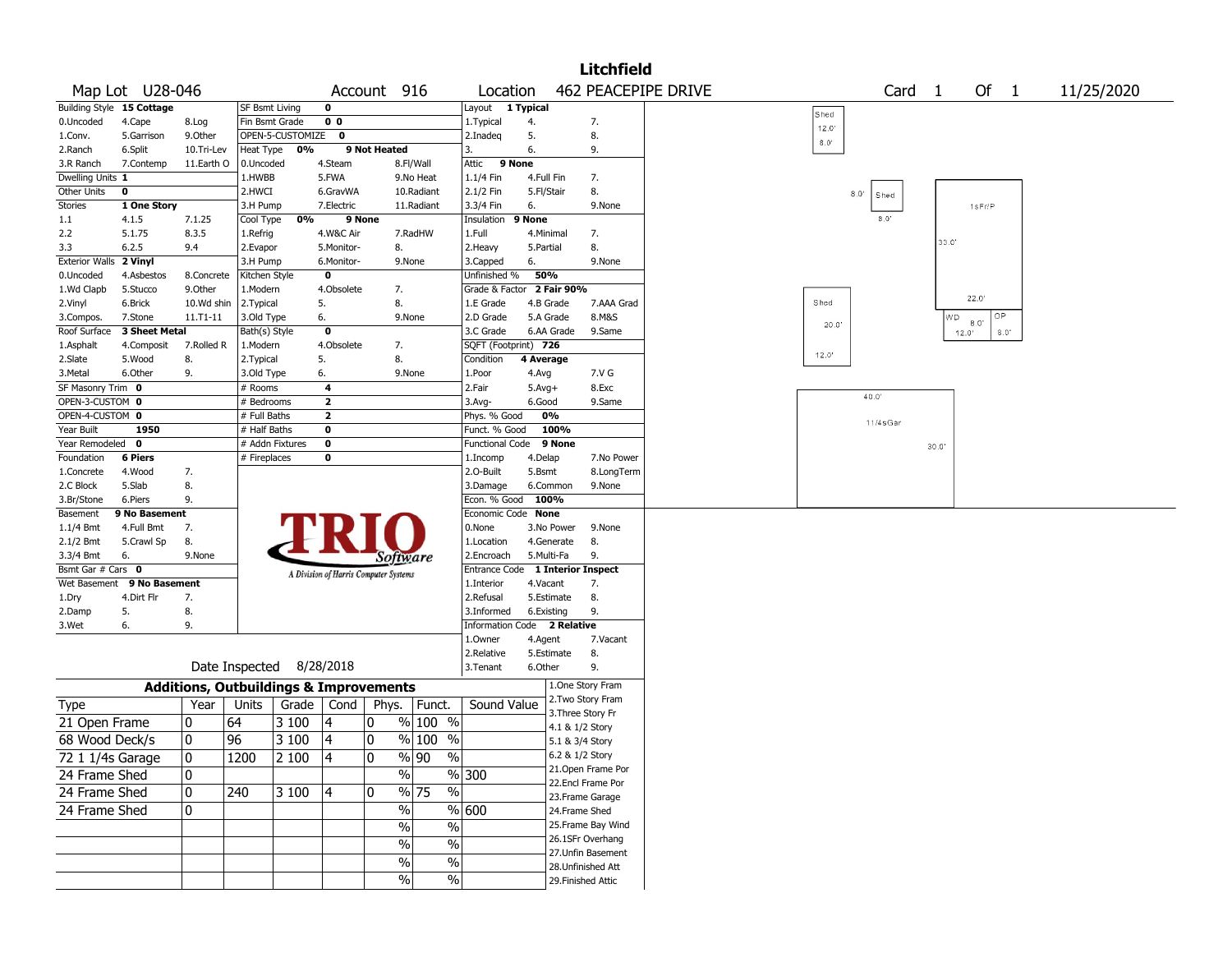# Litchfield

**Map Lot** U28-046 **Account** 916 **Location** 462 PEACEPIPE DRIVE **Card** 1 **Of** 1 11/25/2020

| Building Style | 15 Cottage | | SF Bsmt Living | 0 | | Layout | 1 Typical | |
|---|---|---|---|---|---|---|---|---|
| 0.Uncoded | 4.Cape | 8.Log | Fin Bsmt Grade | 0 0 | | 1.Typical | 4. | 7. |
| 1.Conv. | 5.Garrison | 9.Other | OPEN-5-CUSTOMIZE | 0 | | 2.Inadeq | 5. | 8. |
| 2.Ranch | 6.Split | 10.Tri-Lev | Heat Type 0% | 9 Not Heated | | 3. | 6. | 9. |
| 3.R Ranch | 7.Contemp | 11.Earth O | 0.Uncoded | 4.Steam | 8.Fl/Wall | Attic | 9 None | |
| Dwelling Units | 1 | | 1.HWBB | 5.FWA | 9.No Heat | 1.1/4 Fin | 4.Full Fin | 7. |
| Other Units | 0 | | 2.HWCI | 6.GravWA | 10.Radiant | 2.1/2 Fin | 5.Fl/Stair | 8. |
| Stories | 1 One Story | | 3.H Pump | 7.Electric | 11.Radiant | 3.3/4 Fin | 6. | 9.None |
| 1.1 | 4.1.5 | 7.1.25 | Cool Type 0% | 9 None | | Insulation | 9 None | |
| 2.2 | 5.1.75 | 8.3.5 | 1.Refrig | 4.W&C Air | 7.RadHW | 1.Full | 4.Minimal | 7. |
| 3.3 | 6.2.5 | 9.4 | 2.Evapor | 5.Monitor- | 8. | 2.Heavy | 5.Partial | 8. |
| Exterior Walls | 2 Vinyl | | 3.H Pump | 6.Monitor- | 9.None | 3.Capped | 6. | 9.None |
| 0.Uncoded | 4.Asbestos | 8.Concrete | Kitchen Style | 0 | | Unfinished % | 50% | |
| 1.Wd Clapb | 5.Stucco | 9.Other | 1.Modern | 4.Obsolete | 7. | Grade & Factor | 2 Fair 90% | |
| 2.Vinyl | 6.Brick | 10.Wd shin | 2.Typical | 5. | 8. | 1.E Grade | 4.B Grade | 7.AAA Grad |
| 3.Compos. | 7.Stone | 11.T1-11 | 3.Old Type | 6. | 9.None | 2.D Grade | 5.A Grade | 8.M&S |
| Roof Surface | 3 Sheet Metal | | Bath(s) Style | 0 | | 3.C Grade | 6.AA Grade | 9.Same |
| 1.Asphalt | 4.Composit | 7.Rolled R | 1.Modern | 4.Obsolete | 7. | SQFT (Footprint) | 726 | |
| 2.Slate | 5.Wood | 8. | 2.Typical | 5. | 8. | Condition | 4 Average | |
| 3.Metal | 6.Other | 9. | 3.Old Type | 6. | 9.None | 1.Poor | 4.Avg | 7.V G |
| SF Masonry Trim | 0 | | # Rooms | 4 | | 2.Fair | 5.Avg+ | 8.Exc |
| OPEN-3-CUSTOM | 0 | | # Bedrooms | 2 | | 3.Avg- | 6.Good | 9.Same |
| OPEN-4-CUSTOM | 0 | | # Full Baths | 2 | | Phys. % Good | 0% | |
| Year Built | 1950 | | # Half Baths | 0 | | Funct. % Good | 100% | |
| Year Remodeled | 0 | | # Addn Fixtures | 0 | | Functional Code | 9 None | |
| Foundation | 6 Piers | | # Fireplaces | 0 | | 1.Incomp | 4.Delap | 7.No Power |
| 1.Concrete | 4.Wood | 7. | | | | 2.O-Built | 5.Bsmt | 8.LongTerm |
| 2.C Block | 5.Slab | 8. | | | | 3.Damage | 6.Common | 9.None |
| 3.Br/Stone | 6.Piers | 9. | | | | Econ. % Good | 100% | |
| Basement | 9 No Basement | | | | | Economic Code | None | |
| 1.1/4 Bmt | 4.Full Bmt | 7. | | | | 0.None | 3.No Power | 9.None |
| 2.1/2 Bmt | 5.Crawl Sp | 8. | | | | 1.Location | 4.Generate | 8. |
| 3.3/4 Bmt | 6. | 9.None | | | | 2.Encroach | 5.Multi-Fa | 9. |
| Bsmt Gar # Cars | 0 | | | | | Entrance Code | 1 Interior Inspect | |
| Wet Basement | 9 No Basement | | | | | 1.Interior | 4.Vacant | 7. |
| 1.Dry | 4.Dirt Flr | 7. | | | | 2.Refusal | 5.Estimate | 8. |
| 2.Damp | 5. | 8. | | | | 3.Informed | 6.Existing | 9. |
| 3.Wet | 6. | 9. | | | | Information Code | 2 Relative | |
| | | | | | | 1.Owner | 4.Agent | 7.Vacant |
| | | | | | | 2.Relative | 5.Estimate | 8. |
| | | | Date Inspected | 8/28/2018 | | 3.Tenant | 6.Other | 9. |

TRIO Software — A Division of Harris Computer Systems

## Additions, Outbuildings & Improvements

| Type | Year | Units | Grade | Cond | Phys. | Funct. | Sound Value |
|---|---|---|---|---|---|---|---|
| 21 Open Frame | 0 | 64 | 3 100 | 4 | 0 % | 100 % | |
| 68 Wood Deck/s | 0 | 96 | 3 100 | 4 | 0 % | 100 % | |
| 72 1 1/4s Garage | 0 | 1200 | 2 100 | 4 | 0 % | 90 % | |
| 24 Frame Shed | 0 | | | | % | % | 300 |
| 24 Frame Shed | 0 | 240 | 3 100 | 4 | 0 % | 75 % | |
| 24 Frame Shed | 0 | | | | % | % | 600 |
| | | | | | % | % | |
| | | | | | % | % | |
| | | | | | % | % | |
| | | | | | % | % | |

1.One Story Fram
2.Two Story Fram
3.Three Story Fr
4.1 & 1/2 Story
5.1 & 3/4 Story
6.2 & 1/2 Story
21.Open Frame Por
22.Encl Frame Por
23.Frame Garage
24.Frame Shed
25.Frame Bay Wind
26.1SFr Overhang
27.Unfin Basement
28.Unfinished Att
29.Finished Attic

Sketch labels: Shed 12.0' 8.0'; Shed 8.0' 8.0'; 1sFr/P 33.0' 22.0'; WD 8.0' 12.0'; OP 8.0'; Shed 20.0' 12.0'; 11/4sGar 40.0' 30.0'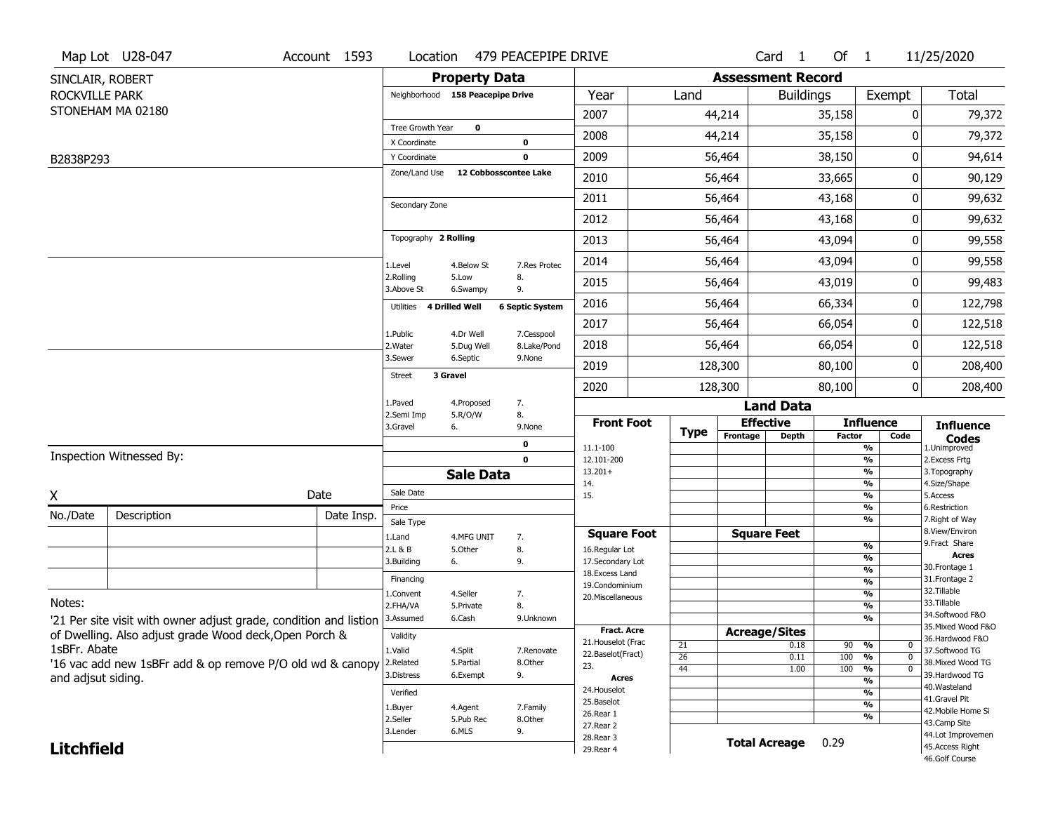Map Lot U28-047 | Account 1593 | Location 479 PEACEPIPE DRIVE | Card 1 Of 1 | 11/25/2020

SINCLAIR, ROBERT
ROCKVILLE PARK
STONEHAM MA 02180

B2838P293

## Property Data

Neighborhood **158 Peacepipe Drive**

Tree Growth Year **0**
X Coordinate **0**
Y Coordinate **0**
Zone/Land Use **12 Cobbosscontee Lake**

Secondary Zone

Topography **2 Rolling**

1.Level 4.Below St 7.Res Protec
2.Rolling 5.Low 8.
3.Above St 6.Swampy 9.

Utilities **4 Drilled Well** **6 Septic System**

1.Public 4.Dr Well 7.Cesspool
2.Water 5.Dug Well 8.Lake/Pond
3.Sewer 6.Septic 9.None

Street **3 Gravel**

1.Paved 4.Proposed 7.
2.Semi Imp 5.R/O/W 8.
3.Gravel 6. 9.None

0
0

## Sale Data

Sale Date
Price
Sale Type
1.Land 4.MFG UNIT 7.
2.L & B 5.Other 8.
3.Building 6. 9.

Financing
1.Convent 4.Seller 7.
2.FHA/VA 5.Private 8.
3.Assumed 6.Cash 9.Unknown

Validity
1.Valid 4.Split 7.Renovate
2.Related 5.Partial 8.Other
3.Distress 6.Exempt 9.

Verified
1.Buyer 4.Agent 7.Family
2.Seller 5.Pub Rec 8.Other
3.Lender 6.MLS 9.

## Assessment Record

| Year | Land | Buildings | Exempt | Total |
|---|---|---|---|---|
| 2007 | 44,214 | 35,158 | 0 | 79,372 |
| 2008 | 44,214 | 35,158 | 0 | 79,372 |
| 2009 | 56,464 | 38,150 | 0 | 94,614 |
| 2010 | 56,464 | 33,665 | 0 | 90,129 |
| 2011 | 56,464 | 43,168 | 0 | 99,632 |
| 2012 | 56,464 | 43,168 | 0 | 99,632 |
| 2013 | 56,464 | 43,094 | 0 | 99,558 |
| 2014 | 56,464 | 43,094 | 0 | 99,558 |
| 2015 | 56,464 | 43,019 | 0 | 99,483 |
| 2016 | 56,464 | 66,334 | 0 | 122,798 |
| 2017 | 56,464 | 66,054 | 0 | 122,518 |
| 2018 | 56,464 | 66,054 | 0 | 122,518 |
| 2019 | 128,300 | 80,100 | 0 | 208,400 |
| 2020 | 128,300 | 80,100 | 0 | 208,400 |

## Land Data

Front Foot: 11.1-100, 12.101-200, 13.201+, 14., 15.

Square Foot: 16.Regular Lot, 17.Secondary Lot, 18.Excess Land, 19.Condominium, 20.Miscellaneous

Fract. Acre: 21.Houselot (Frac, 22.Baselot(Fract), 23.

Acres: 24.Houselot, 25.Baselot, 26.Rear 1, 27.Rear 2, 28.Rear 3, 29.Rear 4

### Acreage/Sites

| Type | Acreage/Sites | Influence Factor | Code |
|---|---|---|---|
| 21 | 0.18 | 90 % | 0 |
| 26 | 0.11 | 100 % | 0 |
| 44 | 1.00 | 100 % | 0 |

**Total Acreage** 0.29

### Influence Codes

1.Unimproved, 2.Excess Frtg, 3.Topography, 4.Size/Shape, 5.Access, 6.Restriction, 7.Right of Way, 8.View/Environ, 9.Fract Share

**Acres**: 30.Frontage 1, 31.Frontage 2, 32.Tillable, 33.Tillable, 34.Softwood F&O, 35.Mixed Wood F&O, 36.Hardwood F&O, 37.Softwood TG, 38.Mixed Wood TG, 39.Hardwood TG, 40.Wasteland, 41.Gravel Pit, 42.Mobile Home Si, 43.Camp Site, 44.Lot Improvemen, 45.Access Right, 46.Golf Course

Inspection Witnessed By:

X Date

| No./Date | Description | Date Insp. |
|---|---|---|
| | | |
| | | |
| | | |

Notes:

'21 Per site visit with owner adjust grade, condition and listion of Dwelling. Also adjust grade Wood deck,Open Porch & 1sBFr. Abate

'16 vac add new 1sBFr add & op remove P/O old wd & canopy and adjsut siding.

**Litchfield**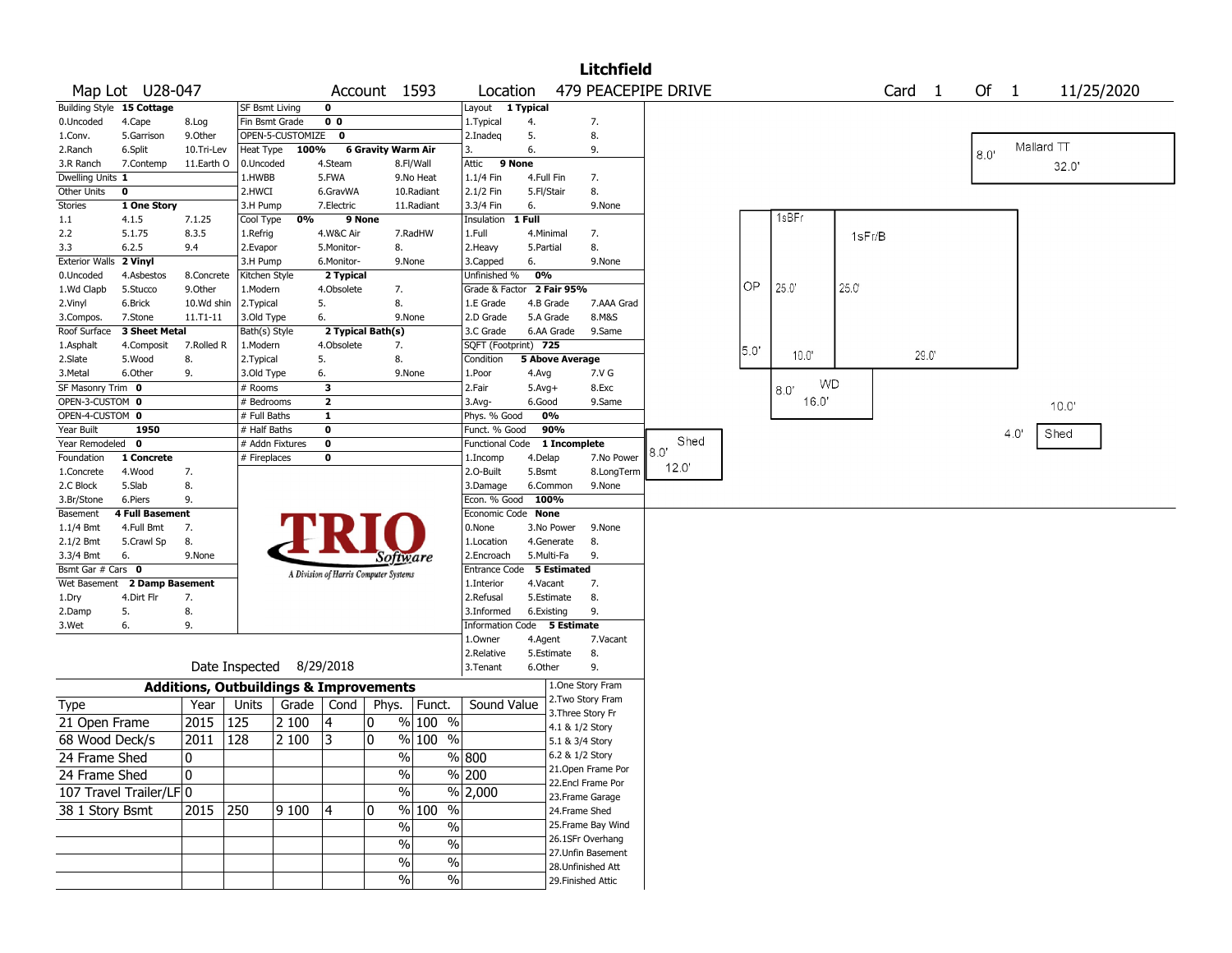# Litchfield

Map Lot U28-047 | Account 1593 | Location 479 PEACEPIPE DRIVE | Card 1 Of 1 | 11/25/2020

| Field | Value |
|---|---|
| Building Style | 15 Cottage |
| Dwelling Units | 1 |
| Other Units | 0 |
| Stories | 1 One Story |
| Exterior Walls | 2 Vinyl |
| Roof Surface | 3 Sheet Metal |
| SF Masonry Trim | 0 |
| OPEN-3-CUSTOM | 0 |
| OPEN-4-CUSTOM | 0 |
| Year Built | 1950 |
| Year Remodeled | 0 |
| Foundation | 1 Concrete |
| Basement | 4 Full Basement |
| Bsmt Gar # Cars | 0 |
| Wet Basement | 2 Damp Basement |

Building Style codes: 0.Uncoded, 1.Conv., 2.Ranch, 3.R Ranch, 4.Cape, 5.Garrison, 6.Split, 7.Contemp, 8.Log, 9.Other, 10.Tri-Lev, 11.Earth O

Stories codes: 1.1, 2.2, 3.3, 4.1.5, 5.1.75, 6.2.5, 7.1.25, 8.3.5, 9.4

Exterior Walls codes: 0.Uncoded, 1.Wd Clapb, 2.Vinyl, 3.Compos., 4.Asbestos, 5.Stucco, 6.Brick, 7.Stone, 8.Concrete, 9.Other, 10.Wd shin, 11.T1-11

Roof Surface codes: 1.Asphalt, 2.Slate, 3.Metal, 4.Composit, 5.Wood, 6.Other, 7.Rolled R, 8., 9.

Foundation codes: 1.Concrete, 2.C Block, 3.Br/Stone, 4.Wood, 5.Slab, 6.Piers, 7., 8., 9.

Basement codes: 1.1/4 Bmt, 2.1/2 Bmt, 3.3/4 Bmt, 4.Full Bmt, 5.Crawl Sp, 6., 7., 8., 9.None

Wet Basement codes: 1.Dry, 2.Damp, 3.Wet, 4.Dirt Flr, 5., 6., 7., 8., 9.

| Field | Value |
|---|---|
| SF Bsmt Living | 0 |
| Fin Bsmt Grade | 0 0 |
| OPEN-5-CUSTOMIZE | 0 |
| Heat Type | 100% 6 Gravity Warm Air |
| Cool Type | 0% 9 None |
| Kitchen Style | 2 Typical |
| Bath(s) Style | 2 Typical Bath(s) |
| # Rooms | 3 |
| # Bedrooms | 2 |
| # Full Baths | 1 |
| # Half Baths | 0 |
| # Addn Fixtures | 0 |
| # Fireplaces | 0 |

Heat Type codes: 0.Uncoded, 1.HWBB, 2.HWCI, 3.H Pump, 4.Steam, 5.FWA, 6.GravWA, 7.Electric, 8.Fl/Wall, 9.No Heat, 10.Radiant, 11.Radiant

Cool Type codes: 1.Refrig, 2.Evapor, 3.H Pump, 4.W&C Air, 5.Monitor-, 6.Monitor-, 7.RadHW, 8., 9.None

Kitchen Style codes: 1.Modern, 2.Typical, 3.Old Type, 4.Obsolete, 5., 6., 7., 8., 9.None

Bath(s) Style codes: 1.Modern, 2.Typical, 3.Old Type, 4.Obsolete, 5., 6., 7., 8., 9.None

| Field | Value |
|---|---|
| Layout | 1 Typical |
| Attic | 9 None |
| Insulation | 1 Full |
| Unfinished % | 0% |
| Grade & Factor | 2 Fair 95% |
| SQFT (Footprint) | 725 |
| Condition | 5 Above Average |
| Phys. % Good | 0% |
| Funct. % Good | 90% |
| Functional Code | 1 Incomplete |
| Econ. % Good | 100% |
| Economic Code | None |
| Entrance Code | 5 Estimated |
| Information Code | 5 Estimate |

Layout codes: 1.Typical, 2.Inadeq, 3., 4., 5., 6., 7., 8., 9.

Attic codes: 1.1/4 Fin, 2.1/2 Fin, 3.3/4 Fin, 4.Full Fin, 5.Fl/Stair, 6., 7., 8., 9.None

Insulation codes: 1.Full, 2.Heavy, 3.Capped, 4.Minimal, 5.Partial, 6., 7., 8., 9.None

Grade codes: 1.E Grade, 2.D Grade, 3.C Grade, 4.B Grade, 5.A Grade, 6.AA Grade, 7.AAA Grad, 8.M&S, 9.Same

Condition codes: 1.Poor, 2.Fair, 3.Avg-, 4.Avg, 5.Avg+, 6.Good, 7.V G, 8.Exc, 9.Same

Functional codes: 1.Incomp, 2.O-Built, 3.Damage, 4.Delap, 5.Bsmt, 6.Common, 7.No Power, 8.LongTerm, 9.None

Economic codes: 0.None, 1.Location, 2.Encroach, 3.No Power, 4.Generate, 5.Multi-Fa, 8., 9., 9.None

Entrance codes: 1.Interior, 2.Refusal, 3.Informed, 4.Vacant, 5.Estimate, 6.Existing, 7., 8., 9.

Information codes: 1.Owner, 2.Relative, 3.Tenant, 4.Agent, 5.Estimate, 6.Other, 7.Vacant, 8., 9.

Date Inspected 8/29/2018

## Additions, Outbuildings & Improvements

| Type | Year | Units | Grade | Cond | Phys. | Funct. | Sound Value |
|---|---|---|---|---|---|---|---|
| 21 Open Frame | 2015 | 125 | 2 100 | 4 | 0 % | 100 % | |
| 68 Wood Deck/s | 2011 | 128 | 2 100 | 3 | 0 % | 100 % | |
| 24 Frame Shed | 0 | | | | % | % | 800 |
| 24 Frame Shed | 0 | | | | % | % | 200 |
| 107 Travel Trailer/LF | 0 | | | | % | % | 2,000 |
| 38 1 Story Bsmt | 2015 | 250 | 9 100 | 4 | 0 % | 100 % | |
| | | | | | % | % | |
| | | | | | % | % | |
| | | | | | % | % | |
| | | | | | % | % | |

Type codes: 1.One Story Fram, 2.Two Story Fram, 3.Three Story Fr, 4.1 & 1/2 Story, 5.1 & 3/4 Story, 6.2 & 1/2 Story, 21.Open Frame Por, 22.Encl Frame Por, 23.Frame Garage, 24.Frame Shed, 25.Frame Bay Wind, 26.1SFr Overhang, 27.Unfin Basement, 28.Unfinished Att, 29.Finished Attic

Sketch labels: Mallard TT 8.0' x 32.0'; 1sBFr; 1sFr/B 25.0' x 29.0'; OP 5.0' x 25.0' / 10.0'; WD 8.0' x 16.0'; Shed 8.0' x 12.0'; Shed 4.0' x 10.0'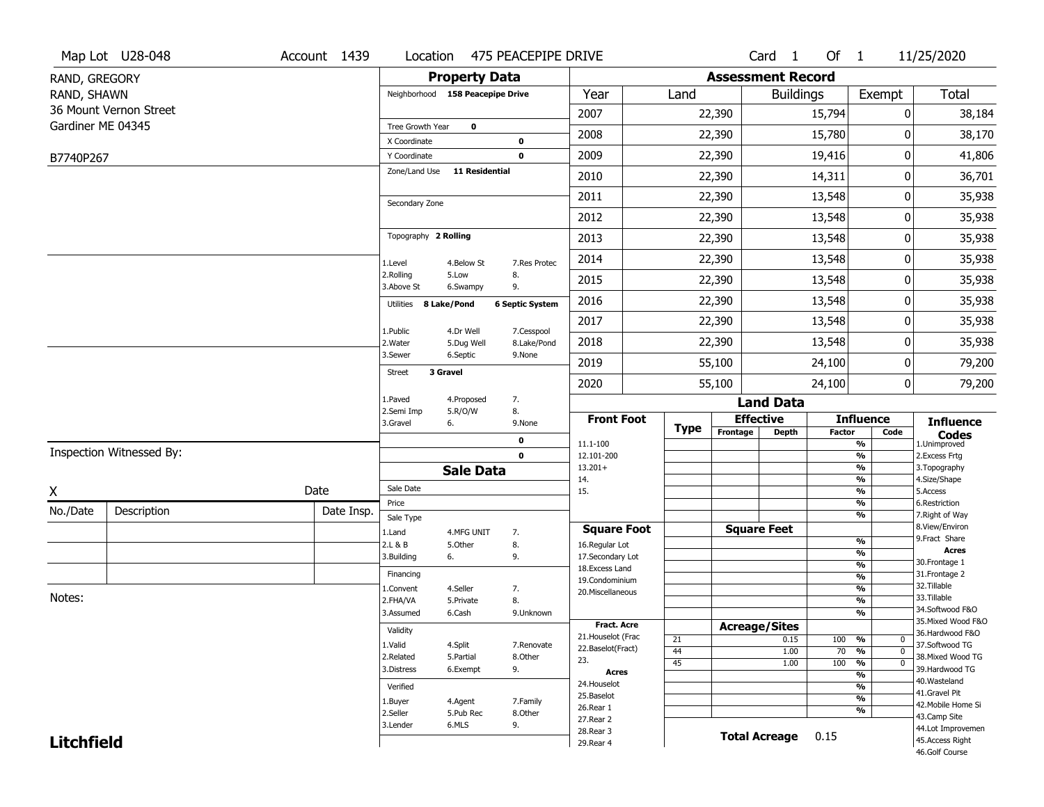Map Lot U28-048 | Account 1439 | Location 475 PEACEPIPE DRIVE | Card 1 Of 1 | 11/25/2020

RAND, GREGORY
RAND, SHAWN
36 Mount Vernon Street
Gardiner ME 04345

B7740P267

## Property Data

Neighborhood **158 Peacepipe Drive**

Tree Growth Year **0**
X Coordinate **0**
Y Coordinate **0**
Zone/Land Use **11 Residential**

Secondary Zone

Topography **2 Rolling**

1.Level 4.Below St 7.Res Protec
2.Rolling 5.Low 8.
3.Above St 6.Swampy 9.

Utilities **8 Lake/Pond** **6 Septic System**

1.Public 4.Dr Well 7.Cesspool
2.Water 5.Dug Well 8.Lake/Pond
3.Sewer 6.Septic 9.None

Street **3 Gravel**

1.Paved 4.Proposed 7.
2.Semi Imp 5.R/O/W 8.
3.Gravel 6. 9.None

**0**
**0**

## Assessment Record

| Year | Land | Buildings | Exempt | Total |
|---|---|---|---|---|
| 2007 | 22,390 | 15,794 | 0 | 38,184 |
| 2008 | 22,390 | 15,780 | 0 | 38,170 |
| 2009 | 22,390 | 19,416 | 0 | 41,806 |
| 2010 | 22,390 | 14,311 | 0 | 36,701 |
| 2011 | 22,390 | 13,548 | 0 | 35,938 |
| 2012 | 22,390 | 13,548 | 0 | 35,938 |
| 2013 | 22,390 | 13,548 | 0 | 35,938 |
| 2014 | 22,390 | 13,548 | 0 | 35,938 |
| 2015 | 22,390 | 13,548 | 0 | 35,938 |
| 2016 | 22,390 | 13,548 | 0 | 35,938 |
| 2017 | 22,390 | 13,548 | 0 | 35,938 |
| 2018 | 22,390 | 13,548 | 0 | 35,938 |
| 2019 | 55,100 | 24,100 | 0 | 79,200 |
| 2020 | 55,100 | 24,100 | 0 | 79,200 |

Inspection Witnessed By:

X Date

| No./Date | Description | Date Insp. |
|---|---|---|
| | | |
| | | |
| | | |

Notes:

## Sale Data

Sale Date
Price
Sale Type
1.Land 4.MFG UNIT 7.
2.L & B 5.Other 8.
3.Building 6. 9.

Financing
1.Convent 4.Seller 7.
2.FHA/VA 5.Private 8.
3.Assumed 6.Cash 9.Unknown

Validity
1.Valid 4.Split 7.Renovate
2.Related 5.Partial 8.Other
3.Distress 6.Exempt 9.

Verified
1.Buyer 4.Agent 7.Family
2.Seller 5.Pub Rec 8.Other
3.Lender 6.MLS 9.

## Land Data

Front Foot: 11.1-100, 12.101-200, 13.201+, 14., 15.

Square Foot: 16.Regular Lot, 17.Secondary Lot, 18.Excess Land, 19.Condominium, 20.Miscellaneous

Fract. Acre: 21.Houselot (Frac, 22.Baselot(Fract), 23.

Acres: 24.Houselot, 25.Baselot, 26.Rear 1, 27.Rear 2, 28.Rear 3, 29.Rear 4

### Acreage/Sites

| Type | Acreage/Sites | Influence Factor | Code |
|---|---|---|---|
| 21 | 0.15 | 100 % | 0 |
| 44 | 1.00 | 70 % | 0 |
| 45 | 1.00 | 100 % | 0 |

**Total Acreage** 0.15

### Influence Codes
1.Unimproved
2.Excess Frtg
3.Topography
4.Size/Shape
5.Access
6.Restriction
7.Right of Way
8.View/Environ
9.Fract Share

**Acres**
30.Frontage 1
31.Frontage 2
32.Tillable
33.Tillable
34.Softwood F&O
35.Mixed Wood F&O
36.Hardwood F&O
37.Softwood TG
38.Mixed Wood TG
39.Hardwood TG
40.Wasteland
41.Gravel Pit
42.Mobile Home Si
43.Camp Site
44.Lot Improvemen
45.Access Right
46.Golf Course

**Litchfield**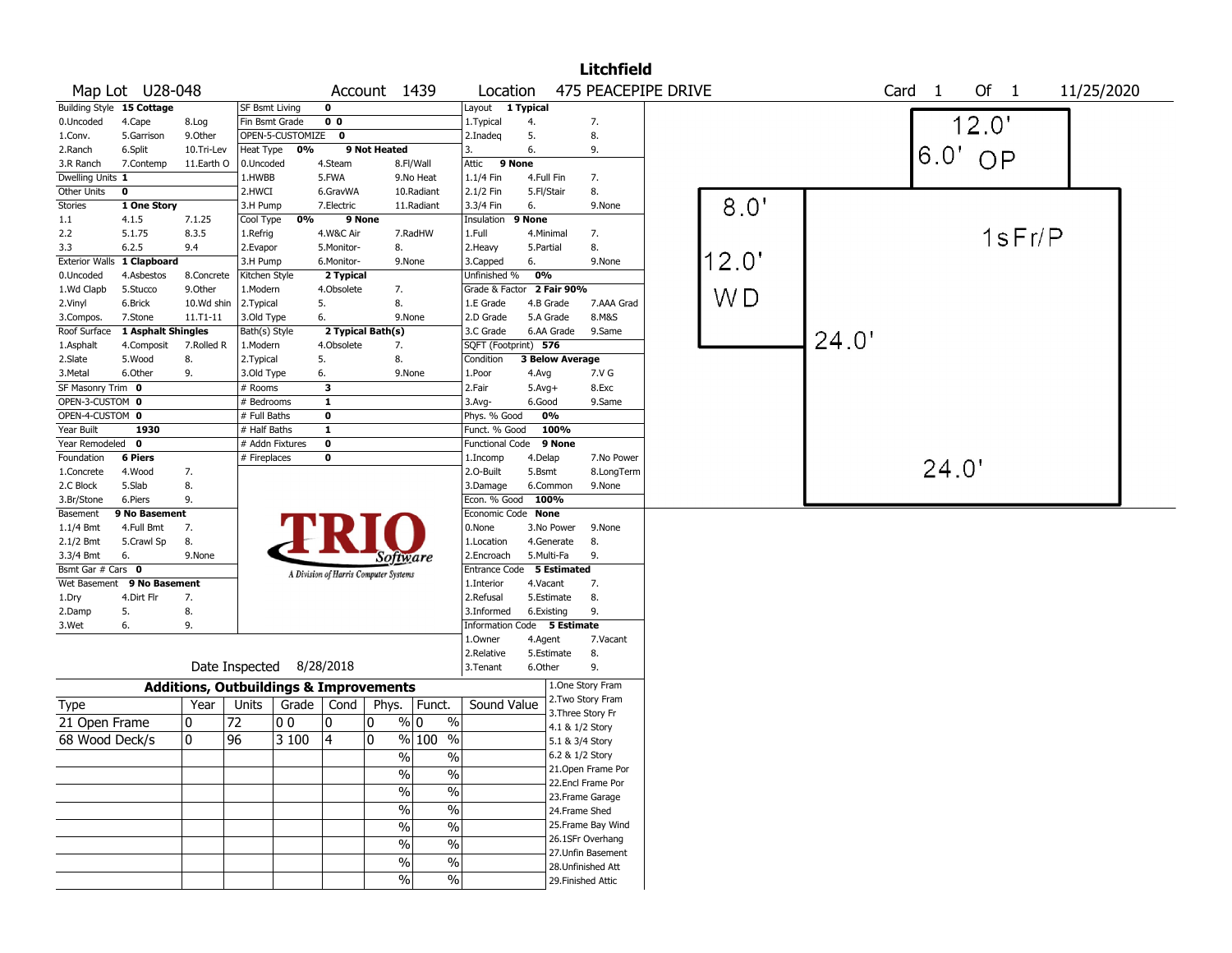# Litchfield

**Map Lot** U28-048 **Account** 1439 **Location** 475 PEACEPIPE DRIVE **Card** 1 **Of** 1 11/25/2020

| Building Style | 15 Cottage | | SF Bsmt Living | 0 | | Layout | 1 Typical | |
|---|---|---|---|---|---|---|---|---|
| 0.Uncoded | 4.Cape | 8.Log | Fin Bsmt Grade | 0 0 | | 1.Typical | 4. | 7. |
| 1.Conv. | 5.Garrison | 9.Other | OPEN-5-CUSTOMIZE | 0 | | 2.Inadeq | 5. | 8. |
| 2.Ranch | 6.Split | 10.Tri-Lev | Heat Type 0% | 9 Not Heated | | 3. | 6. | 9. |
| 3.R Ranch | 7.Contemp | 11.Earth O | 0.Uncoded | 4.Steam | 8.Fl/Wall | Attic | 9 None | |
| Dwelling Units | 1 | | 1.HWBB | 5.FWA | 9.No Heat | 1.1/4 Fin | 4.Full Fin | 7. |
| Other Units | 0 | | 2.HWCI | 6.GravWA | 10.Radiant | 2.1/2 Fin | 5.Fl/Stair | 8. |
| Stories | 1 One Story | | 3.H Pump | 7.Electric | 11.Radiant | 3.3/4 Fin | 6. | 9.None |
| 1.1 | 4.1.5 | 7.1.25 | Cool Type 0% | 9 None | | Insulation | 9 None | |
| 2.2 | 5.1.75 | 8.3.5 | 1.Refrig | 4.W&C Air | 7.RadHW | 1.Full | 4.Minimal | 7. |
| 3.3 | 6.2.5 | 9.4 | 2.Evapor | 5.Monitor- | 8. | 2.Heavy | 5.Partial | 8. |
| Exterior Walls | 1 Clapboard | | 3.H Pump | 6.Monitor- | 9.None | 3.Capped | 6. | 9.None |
| 0.Uncoded | 4.Asbestos | 8.Concrete | Kitchen Style | 2 Typical | | Unfinished % | 0% | |
| 1.Wd Clapb | 5.Stucco | 9.Other | 1.Modern | 4.Obsolete | 7. | Grade & Factor | 2 Fair 90% | |
| 2.Vinyl | 6.Brick | 10.Wd shin | 2.Typical | 5. | 8. | 1.E Grade | 4.B Grade | 7.AAA Grad |
| 3.Compos. | 7.Stone | 11.T1-11 | 3.Old Type | 6. | 9.None | 2.D Grade | 5.A Grade | 8.M&S |
| Roof Surface | 1 Asphalt Shingles | | Bath(s) Style | 2 Typical Bath(s) | | 3.C Grade | 6.AA Grade | 9.Same |
| 1.Asphalt | 4.Composit | 7.Rolled R | 1.Modern | 4.Obsolete | 7. | SQFT (Footprint) | 576 | |
| 2.Slate | 5.Wood | 8. | 2.Typical | 5. | 8. | Condition | 3 Below Average | |
| 3.Metal | 6.Other | 9. | 3.Old Type | 6. | 9.None | 1.Poor | 4.Avg | 7.V G |
| SF Masonry Trim | 0 | | # Rooms | 3 | | 2.Fair | 5.Avg+ | 8.Exc |
| OPEN-3-CUSTOM | 0 | | # Bedrooms | 1 | | 3.Avg- | 6.Good | 9.Same |
| OPEN-4-CUSTOM | 0 | | # Full Baths | 0 | | Phys. % Good | 0% | |
| Year Built | 1930 | | # Half Baths | 1 | | Funct. % Good | 100% | |
| Year Remodeled | 0 | | # Addn Fixtures | 0 | | Functional Code | 9 None | |
| Foundation | 6 Piers | | # Fireplaces | 0 | | 1.Incomp | 4.Delap | 7.No Power |
| 1.Concrete | 4.Wood | 7. | | | | 2.O-Built | 5.Bsmt | 8.LongTerm |
| 2.C Block | 5.Slab | 8. | | | | 3.Damage | 6.Common | 9.None |
| 3.Br/Stone | 6.Piers | 9. | | | | Econ. % Good | 100% | |
| Basement | 9 No Basement | | | | | Economic Code | None | |
| 1.1/4 Bmt | 4.Full Bmt | 7. | | | | 0.None | 3.No Power | 9.None |
| 2.1/2 Bmt | 5.Crawl Sp | 8. | | | | 1.Location | 4.Generate | 8. |
| 3.3/4 Bmt | 6. | 9.None | | | | 2.Encroach | 5.Multi-Fa | 9. |
| Bsmt Gar # Cars | 0 | | | | | Entrance Code | 5 Estimated | |
| Wet Basement | 9 No Basement | | | | | 1.Interior | 4.Vacant | 7. |
| 1.Dry | 4.Dirt Flr | 7. | | | | 2.Refusal | 5.Estimate | 8. |
| 2.Damp | 5. | 8. | | | | 3.Informed | 6.Existing | 9. |
| 3.Wet | 6. | 9. | | | | Information Code | 5 Estimate | |
| | | | | | | 1.Owner | 4.Agent | 7.Vacant |
| | | | | | | 2.Relative | 5.Estimate | 8. |
| | | | Date Inspected | 8/28/2018 | | 3.Tenant | 6.Other | 9. |

TRIO Software — A Division of Harris Computer Systems

## Additions, Outbuildings & Improvements

| Type | Year | Units | Grade | Cond | Phys. | Funct. | Sound Value |
|---|---|---|---|---|---|---|---|
| 21 Open Frame | 0 | 72 | 0 0 | 0 | 0 % | 0 % | |
| 68 Wood Deck/s | 0 | 96 | 3 100 | 4 | 0 % | 100 % | |
| | | | | | % | % | |
| | | | | | % | % | |
| | | | | | % | % | |
| | | | | | % | % | |
| | | | | | % | % | |
| | | | | | % | % | |
| | | | | | % | % | |
| | | | | | % | % | |

1.One Story Fram
2.Two Story Fram
3.Three Story Fr
4.1 & 1/2 Story
5.1 & 3/4 Story
6.2 & 1/2 Story
21.Open Frame Por
22.Encl Frame Por
23.Frame Garage
24.Frame Shed
25.Frame Bay Wind
26.1SFr Overhang
27.Unfin Basement
28.Unfinished Att
29.Finished Attic

Sketch: 12.0' × 6.0' OP; 8.0' × 12.0' WD; 24.0' × 24.0' 1sFr/P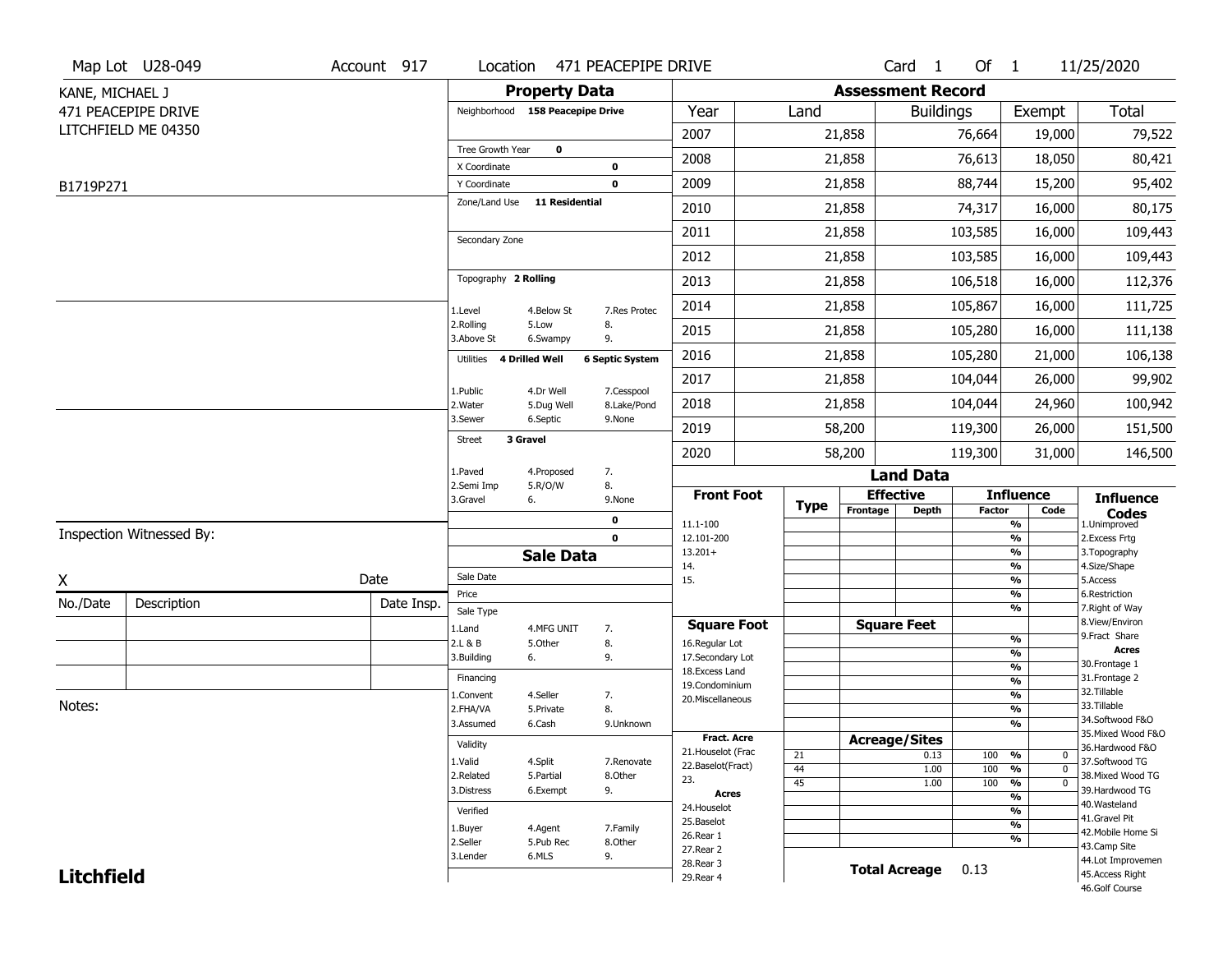Map Lot U28-049 | Account 917 | Location 471 PEACEPIPE DRIVE | Card 1 Of 1 | 11/25/2020

KANE, MICHAEL J
471 PEACEPIPE DRIVE
LITCHFIELD ME 04350

B1719P271

## Property Data

Neighborhood **158 Peacepipe Drive**

Tree Growth Year **0**
X Coordinate **0**
Y Coordinate **0**
Zone/Land Use **11 Residential**

Secondary Zone

Topography **2 Rolling**

1.Level 4.Below St 7.Res Protec
2.Rolling 5.Low 8.
3.Above St 6.Swampy 9.

Utilities **4 Drilled Well** **6 Septic System**

1.Public 4.Dr Well 7.Cesspool
2.Water 5.Dug Well 8.Lake/Pond
3.Sewer 6.Septic 9.None

Street **3 Gravel**

1.Paved 4.Proposed 7.
2.Semi Imp 5.R/O/W 8.
3.Gravel 6. 9.None

**0**
**0**

## Sale Data

Sale Date
Price
Sale Type

1.Land 4.MFG UNIT 7.
2.L & B 5.Other 8.
3.Building 6. 9.

Financing

1.Convent 4.Seller 7.
2.FHA/VA 5.Private 8.
3.Assumed 6.Cash 9.Unknown

Validity

1.Valid 4.Split 7.Renovate
2.Related 5.Partial 8.Other
3.Distress 6.Exempt 9.

Verified

1.Buyer 4.Agent 7.Family
2.Seller 5.Pub Rec 8.Other
3.Lender 6.MLS 9.

## Assessment Record

| Year | Land | Buildings | Exempt | Total |
|---|---|---|---|---|
| 2007 | 21,858 | 76,664 | 19,000 | 79,522 |
| 2008 | 21,858 | 76,613 | 18,050 | 80,421 |
| 2009 | 21,858 | 88,744 | 15,200 | 95,402 |
| 2010 | 21,858 | 74,317 | 16,000 | 80,175 |
| 2011 | 21,858 | 103,585 | 16,000 | 109,443 |
| 2012 | 21,858 | 103,585 | 16,000 | 109,443 |
| 2013 | 21,858 | 106,518 | 16,000 | 112,376 |
| 2014 | 21,858 | 105,867 | 16,000 | 111,725 |
| 2015 | 21,858 | 105,280 | 16,000 | 111,138 |
| 2016 | 21,858 | 105,280 | 21,000 | 106,138 |
| 2017 | 21,858 | 104,044 | 26,000 | 99,902 |
| 2018 | 21,858 | 104,044 | 24,960 | 100,942 |
| 2019 | 58,200 | 119,300 | 26,000 | 151,500 |
| 2020 | 58,200 | 119,300 | 31,000 | 146,500 |

## Land Data

| Front Foot | Type | Effective Frontage | Effective Depth | Influence Factor | Influence Code |
|---|---|---|---|---|---|
| 11.1-100 | | | | % | |
| 12.101-200 | | | | % | |
| 13.201+ | | | | % | |
| 14. | | | | % | |
| 15. | | | | % | |
| | | | | % | |
| | | | | % | |

| Square Foot | | Square Feet | Factor | |
|---|---|---|---|---|
| 16.Regular Lot | | | % | |
| 17.Secondary Lot | | | % | |
| 18.Excess Land | | | % | |
| 19.Condominium | | | % | |
| 20.Miscellaneous | | | % | |
| | | | % | |
| | | | % | |

| Fract. Acre | Type | Acreage/Sites | Factor | Code |
|---|---|---|---|---|
| 21.Houselot (Frac | 21 | 0.13 | 100 % | 0 |
| 22.Baselot(Fract) | 44 | 1.00 | 100 % | 0 |
| 23. | 45 | 1.00 | 100 % | 0 |
| **Acres** | | | % | |
| 24.Houselot | | | % | |
| 25.Baselot | | | % | |
| 26.Rear 1 | | | % | |
| 27.Rear 2 | | | | |
| 28.Rear 3 | | | | |
| 29.Rear 4 | | | | |

**Total Acreage** 0.13

### Influence Codes

1.Unimproved
2.Excess Frtg
3.Topography
4.Size/Shape
5.Access
6.Restriction
7.Right of Way
8.View/Environ
9.Fract Share

**Acres**

30.Frontage 1
31.Frontage 2
32.Tillable
33.Tillable
34.Softwood F&O
35.Mixed Wood F&O
36.Hardwood F&O
37.Softwood TG
38.Mixed Wood TG
39.Hardwood TG
40.Wasteland
41.Gravel Pit
42.Mobile Home Si
43.Camp Site
44.Lot Improvemen
45.Access Right
46.Golf Course

Inspection Witnessed By:

X ______________________ Date

| No./Date | Description | Date Insp. |
|---|---|---|
| | | |
| | | |
| | | |

Notes:

**Litchfield**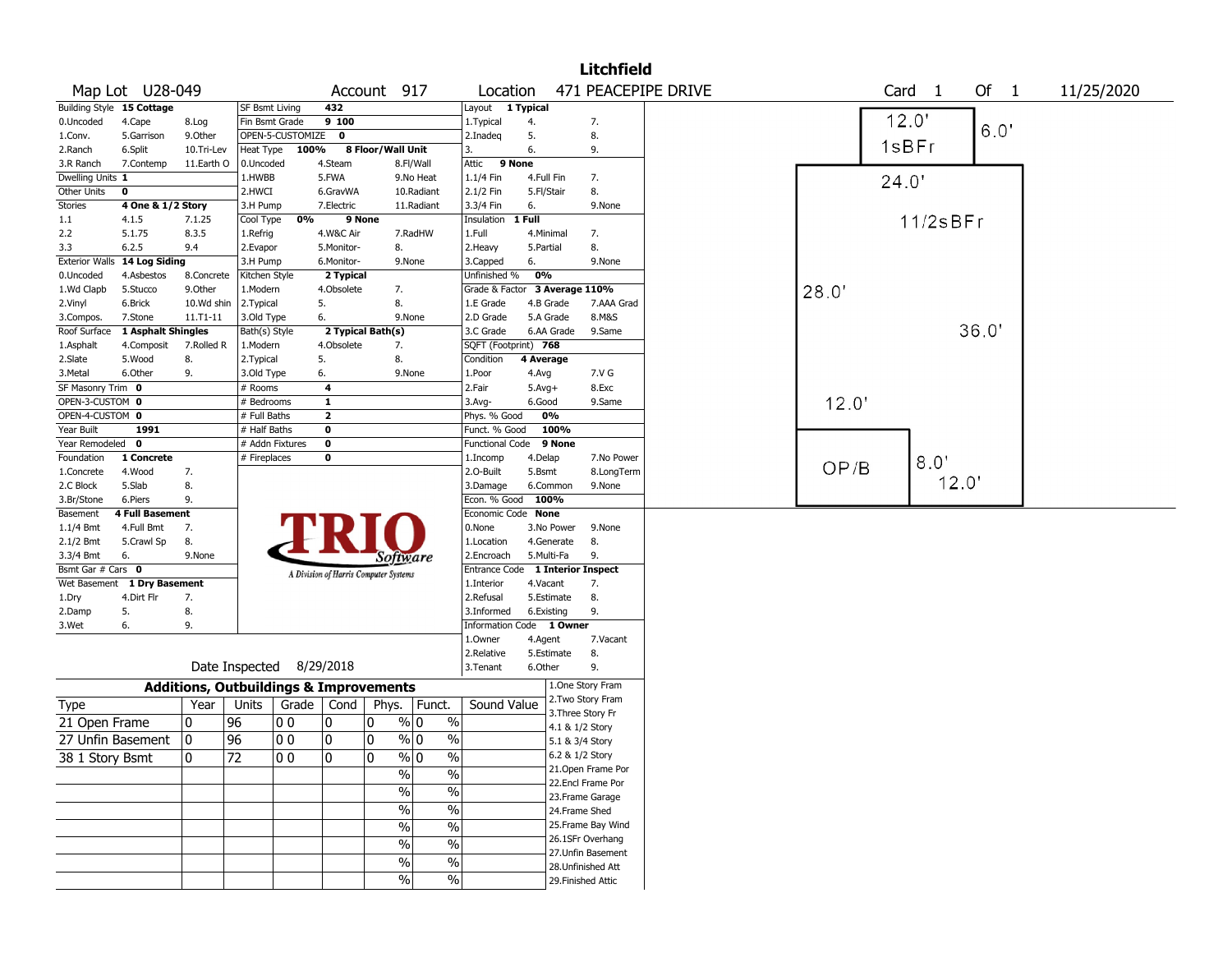# Litchfield

**Map Lot** U28-049 **Account** 917 **Location** 471 PEACEPIPE DRIVE **Card** 1 **Of** 1 11/25/2020

| Building Style | 15 Cottage | | SF Bsmt Living | 432 | | Layout | 1 Typical | |
|---|---|---|---|---|---|---|---|---|
| 0.Uncoded | 4.Cape | 8.Log | Fin Bsmt Grade | 9 100 | | 1.Typical | 4. | 7. |
| 1.Conv. | 5.Garrison | 9.Other | OPEN-5-CUSTOMIZE | 0 | | 2.Inadeq | 5. | 8. |
| 2.Ranch | 6.Split | 10.Tri-Lev | Heat Type 100% | 8 Floor/Wall Unit | | 3. | 6. | 9. |
| 3.R Ranch | 7.Contemp | 11.Earth O | 0.Uncoded | 4.Steam | 8.Fl/Wall | Attic | 9 None | |
| Dwelling Units | 1 | | 1.HWBB | 5.FWA | 9.No Heat | 1.1/4 Fin | 4.Full Fin | 7. |
| Other Units | 0 | | 2.HWCI | 6.GravWA | 10.Radiant | 2.1/2 Fin | 5.Fl/Stair | 8. |
| Stories | 4 One & 1/2 Story | | 3.H Pump | 7.Electric | 11.Radiant | 3.3/4 Fin | 6. | 9.None |
| 1.1 | 4.1.5 | 7.1.25 | Cool Type 0% | 9 None | | Insulation | 1 Full | |
| 2.2 | 5.1.75 | 8.3.5 | 1.Refrig | 4.W&C Air | 7.RadHW | 1.Full | 4.Minimal | 7. |
| 3.3 | 6.2.5 | 9.4 | 2.Evapor | 5.Monitor- | 8. | 2.Heavy | 5.Partial | 8. |
| Exterior Walls | 14 Log Siding | | 3.H Pump | 6.Monitor- | 9.None | 3.Capped | 6. | 9.None |
| 0.Uncoded | 4.Asbestos | 8.Concrete | Kitchen Style | 2 Typical | | Unfinished % | 0% | |
| 1.Wd Clapb | 5.Stucco | 9.Other | 1.Modern | 4.Obsolete | 7. | Grade & Factor | 3 Average 110% | |
| 2.Vinyl | 6.Brick | 10.Wd shin | 2.Typical | 5. | 8. | 1.E Grade | 4.B Grade | 7.AAA Grad |
| 3.Compos. | 7.Stone | 11.T1-11 | 3.Old Type | 6. | 9.None | 2.D Grade | 5.A Grade | 8.M&S |
| Roof Surface | 1 Asphalt Shingles | | Bath(s) Style | 2 Typical Bath(s) | | 3.C Grade | 6.AA Grade | 9.Same |
| 1.Asphalt | 4.Composit | 7.Rolled R | 1.Modern | 4.Obsolete | 7. | SQFT (Footprint) | 768 | |
| 2.Slate | 5.Wood | 8. | 2.Typical | 5. | 8. | Condition | 4 Average | |
| 3.Metal | 6.Other | 9. | 3.Old Type | 6. | 9.None | 1.Poor | 4.Avg | 7.V G |
| SF Masonry Trim | 0 | | # Rooms | 4 | | 2.Fair | 5.Avg+ | 8.Exc |
| OPEN-3-CUSTOM | 0 | | # Bedrooms | 1 | | 3.Avg- | 6.Good | 9.Same |
| OPEN-4-CUSTOM | 0 | | # Full Baths | 2 | | Phys. % Good | 0% | |
| Year Built | 1991 | | # Half Baths | 0 | | Funct. % Good | 100% | |
| Year Remodeled | 0 | | # Addn Fixtures | 0 | | Functional Code | 9 None | |
| Foundation | 1 Concrete | | # Fireplaces | 0 | | 1.Incomp | 4.Delap | 7.No Power |
| 1.Concrete | 4.Wood | 7. | | | | 2.O-Built | 5.Bsmt | 8.LongTerm |
| 2.C Block | 5.Slab | 8. | | | | 3.Damage | 6.Common | 9.None |
| 3.Br/Stone | 6.Piers | 9. | | | | Econ. % Good | 100% | |
| Basement | 4 Full Basement | | | | | Economic Code | None | |
| 1.1/4 Bmt | 4.Full Bmt | 7. | | | | 0.None | 3.No Power | 9.None |
| 2.1/2 Bmt | 5.Crawl Sp | 8. | | | | 1.Location | 4.Generate | 8. |
| 3.3/4 Bmt | 6. | 9.None | | | | 2.Encroach | 5.Multi-Fa | 9. |
| Bsmt Gar # Cars | 0 | | | | | Entrance Code | 1 Interior Inspect | |
| Wet Basement | 1 Dry Basement | | | | | 1.Interior | 4.Vacant | 7. |
| 1.Dry | 4.Dirt Flr | 7. | | | | 2.Refusal | 5.Estimate | 8. |
| 2.Damp | 5. | 8. | | | | 3.Informed | 6.Existing | 9. |
| 3.Wet | 6. | 9. | | | | Information Code | 1 Owner | |
| | | | | | | 1.Owner | 4.Agent | 7.Vacant |
| | | | | | | 2.Relative | 5.Estimate | 8. |
| | | | | | | 3.Tenant | 6.Other | 9. |

TRIO Software — A Division of Harris Computer Systems

Date Inspected 8/29/2018

## Additions, Outbuildings & Improvements

| Type | Year | Units | Grade | Cond | Phys. | Funct. | Sound Value |
|---|---|---|---|---|---|---|---|
| 21 Open Frame | 0 | 96 | 0 0 | 0 | 0 % | 0 % | |
| 27 Unfin Basement | 0 | 96 | 0 0 | 0 | 0 % | 0 % | |
| 38 1 Story Bsmt | 0 | 72 | 0 0 | 0 | 0 % | 0 % | |
| | | | | | % | % | |
| | | | | | % | % | |
| | | | | | % | % | |
| | | | | | % | % | |
| | | | | | % | % | |
| | | | | | % | % | |
| | | | | | % | % | |

1.One Story Fram
2.Two Story Fram
3.Three Story Fr
4.1 & 1/2 Story
5.1 & 3/4 Story
6.2 & 1/2 Story
21.Open Frame Por
22.Encl Frame Por
23.Frame Garage
24.Frame Shed
25.Frame Bay Wind
26.1SFr Overhang
27.Unfin Basement
28.Unfinished Att
29.Finished Attic

Sketch: 12.0' × 6.0' 1sBFr; 24.0' 11/2sBFr 28.0' × 36.0'; 12.0' OP/B 8.0' × 12.0'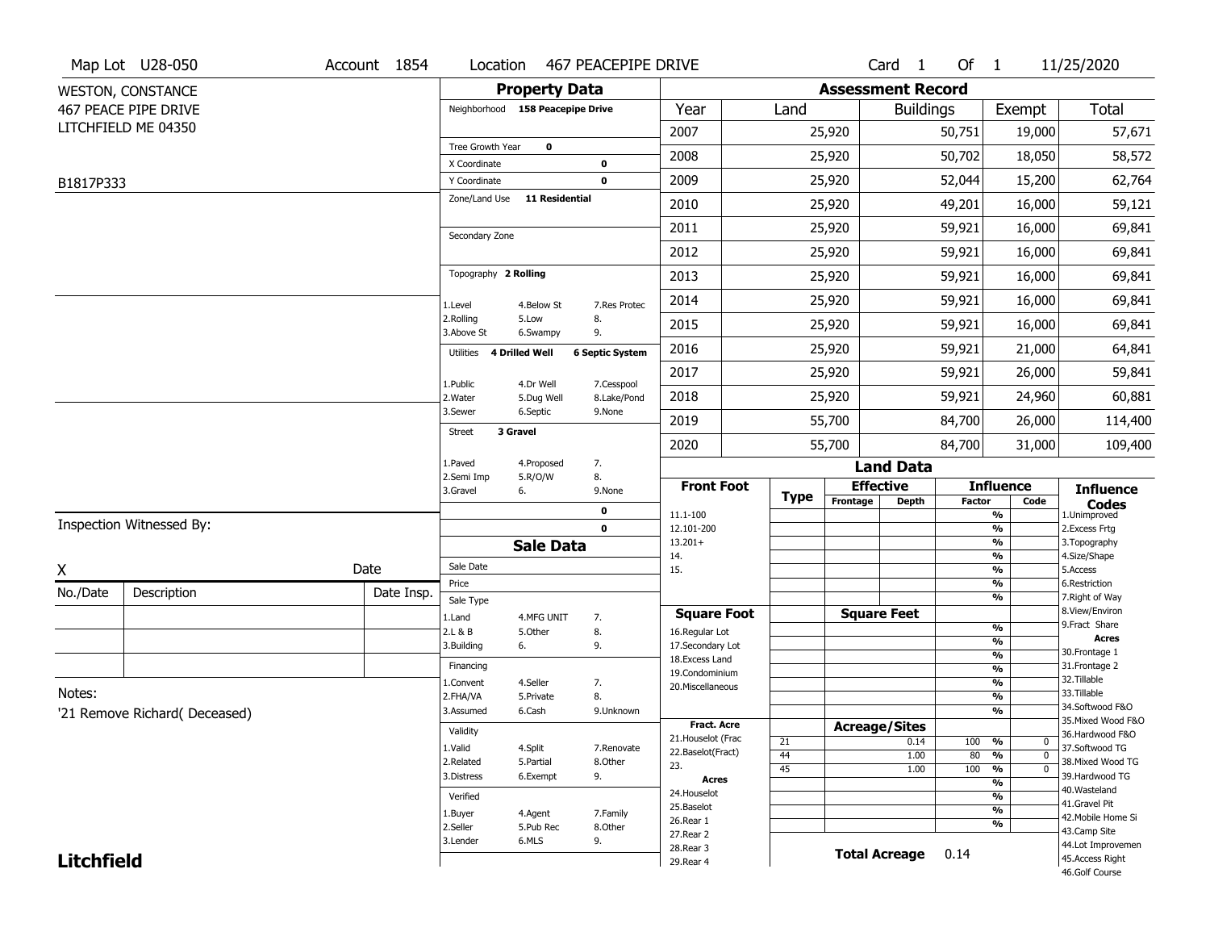Map Lot U28-050 | Account 1854 | Location 467 PEACEPIPE DRIVE | Card 1 Of 1 | 11/25/2020

WESTON, CONSTANCE
467 PEACE PIPE DRIVE
LITCHFIELD ME 04350

B1817P333

## Property Data

Neighborhood **158 Peacepipe Drive**

Tree Growth Year **0**
X Coordinate **0**
Y Coordinate **0**
Zone/Land Use **11 Residential**

Secondary Zone

Topography **2 Rolling**

1.Level 4.Below St 7.Res Protec
2.Rolling 5.Low 8.
3.Above St 6.Swampy 9.

Utilities **4 Drilled Well** **6 Septic System**

1.Public 4.Dr Well 7.Cesspool
2.Water 5.Dug Well 8.Lake/Pond
3.Sewer 6.Septic 9.None

Street **3 Gravel**

1.Paved 4.Proposed 7.
2.Semi Imp 5.R/O/W 8.
3.Gravel 6. 9.None

0
0

## Assessment Record

| Year | Land | Buildings | Exempt | Total |
|---|---|---|---|---|
| 2007 | 25,920 | 50,751 | 19,000 | 57,671 |
| 2008 | 25,920 | 50,702 | 18,050 | 58,572 |
| 2009 | 25,920 | 52,044 | 15,200 | 62,764 |
| 2010 | 25,920 | 49,201 | 16,000 | 59,121 |
| 2011 | 25,920 | 59,921 | 16,000 | 69,841 |
| 2012 | 25,920 | 59,921 | 16,000 | 69,841 |
| 2013 | 25,920 | 59,921 | 16,000 | 69,841 |
| 2014 | 25,920 | 59,921 | 16,000 | 69,841 |
| 2015 | 25,920 | 59,921 | 16,000 | 69,841 |
| 2016 | 25,920 | 59,921 | 21,000 | 64,841 |
| 2017 | 25,920 | 59,921 | 26,000 | 59,841 |
| 2018 | 25,920 | 59,921 | 24,960 | 60,881 |
| 2019 | 55,700 | 84,700 | 26,000 | 114,400 |
| 2020 | 55,700 | 84,700 | 31,000 | 109,400 |

## Land Data

| Type | Effective Frontage | Effective Depth | Influence Factor | Influence Code |
|---|---|---|---|---|
| 21 | | 0.14 | 100 % | 0 |
| 44 | | 1.00 | 80 % | 0 |
| 45 | | 1.00 | 100 % | 0 |

Front Foot: 11.1-100, 12.101-200, 13.201+, 14., 15.

Square Foot: 16.Regular Lot, 17.Secondary Lot, 18.Excess Land, 19.Condominium, 20.Miscellaneous

Fract. Acre: 21.Houselot (Frac, 22.Baselot(Fract), 23.

Acres: 24.Houselot, 25.Baselot, 26.Rear 1, 27.Rear 2, 28.Rear 3, 29.Rear 4

**Total Acreage** 0.14

Influence Codes: 1.Unimproved, 2.Excess Frtg, 3.Topography, 4.Size/Shape, 5.Access, 6.Restriction, 7.Right of Way, 8.View/Environ, 9.Fract Share

Acres: 30.Frontage 1, 31.Frontage 2, 32.Tillable, 33.Tillable, 34.Softwood F&O, 35.Mixed Wood F&O, 36.Hardwood F&O, 37.Softwood TG, 38.Mixed Wood TG, 39.Hardwood TG, 40.Wasteland, 41.Gravel Pit, 42.Mobile Home Si, 43.Camp Site, 44.Lot Improvemen, 45.Access Right, 46.Golf Course

## Sale Data

Sale Date
Price
Sale Type
1.Land 4.MFG UNIT 7.
2.L & B 5.Other 8.
3.Building 6. 9.

Financing
1.Convent 4.Seller 7.
2.FHA/VA 5.Private 8.
3.Assumed 6.Cash 9.Unknown

Validity
1.Valid 4.Split 7.Renovate
2.Related 5.Partial 8.Other
3.Distress 6.Exempt 9.

Verified
1.Buyer 4.Agent 7.Family
2.Seller 5.Pub Rec 8.Other
3.Lender 6.MLS 9.

Inspection Witnessed By:

X Date

| No./Date | Description | Date Insp. |
|---|---|---|
| | | |
| | | |
| | | |

Notes:
'21 Remove Richard( Deceased)

**Litchfield**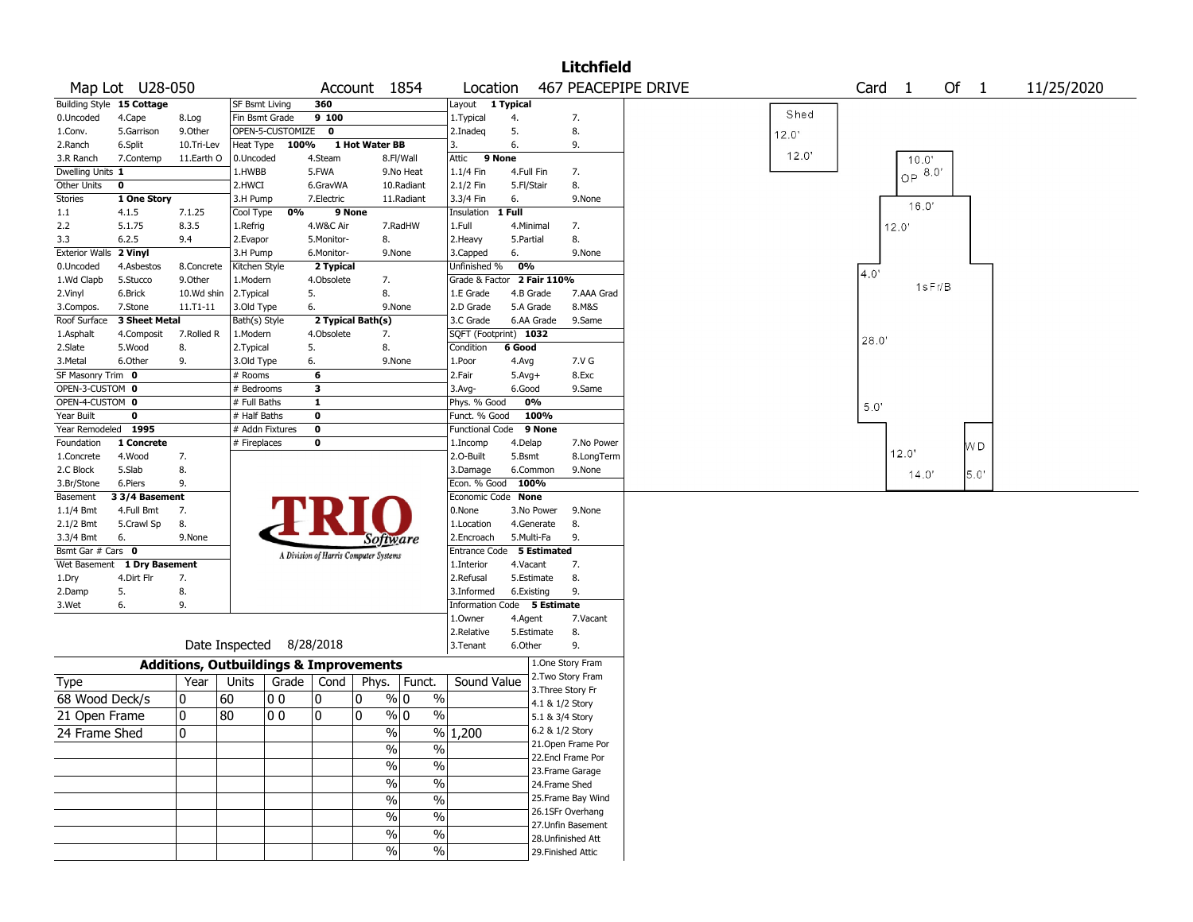# Litchfield

| Map Lot | U28-050 | Account | 1854 | Location | 467 PEACEPIPE DRIVE | Card | 1 | Of | 1 | 11/25/2020 |
|---|---|---|---|---|---|---|---|---|---|---|

| | | | | | | | | |
|---|---|---|---|---|---|---|---|---|
| Building Style | **15 Cottage** | | SF Bsmt Living | **360** | | Layout | **1 Typical** | |
| 0.Uncoded | 4.Cape | 8.Log | Fin Bsmt Grade | **9 100** | | 1.Typical | 4. | 7. |
| 1.Conv. | 5.Garrison | 9.Other | OPEN-5-CUSTOMIZE | **0** | | 2.Inadeq | 5. | 8. |
| 2.Ranch | 6.Split | 10.Tri-Lev | Heat Type | **100%** | **1 Hot Water BB** | 3. | 6. | 9. |
| 3.R Ranch | 7.Contemp | 11.Earth O | 0.Uncoded | 4.Steam | 8.Fl/Wall | Attic | **9 None** | |
| Dwelling Units | **1** | | 1.HWBB | 5.FWA | 9.No Heat | 1.1/4 Fin | 4.Full Fin | 7. |
| Other Units | **0** | | 2.HWCI | 6.GravWA | 10.Radiant | 2.1/2 Fin | 5.Fl/Stair | 8. |
| Stories | **1 One Story** | | 3.H Pump | 7.Electric | 11.Radiant | 3.3/4 Fin | 6. | 9.None |
| 1.1 | 4.1.5 | 7.1.25 | Cool Type | **0%** | **9 None** | Insulation | **1 Full** | |
| 2.2 | 5.1.75 | 8.3.5 | 1.Refrig | 4.W&C Air | 7.RadHW | 1.Full | 4.Minimal | 7. |
| 3.3 | 6.2.5 | 9.4 | 2.Evapor | 5.Monitor- | 8. | 2.Heavy | 5.Partial | 8. |
| Exterior Walls | **2 Vinyl** | | 3.H Pump | 6.Monitor- | 9.None | 3.Capped | 6. | 9.None |
| 0.Uncoded | 4.Asbestos | 8.Concrete | Kitchen Style | **2 Typical** | | Unfinished % | **0%** | |
| 1.Wd Clapb | 5.Stucco | 9.Other | 1.Modern | 4.Obsolete | 7. | Grade & Factor | **2 Fair 110%** | |
| 2.Vinyl | 6.Brick | 10.Wd shin | 2.Typical | 5. | 8. | 1.E Grade | 4.B Grade | 7.AAA Grad |
| 3.Compos. | 7.Stone | 11.T1-11 | 3.Old Type | 6. | 9.None | 2.D Grade | 5.A Grade | 8.M&S |
| Roof Surface | **3 Sheet Metal** | | Bath(s) Style | **2 Typical Bath(s)** | | 3.C Grade | 6.AA Grade | 9.Same |
| 1.Asphalt | 4.Composit | 7.Rolled R | 1.Modern | 4.Obsolete | 7. | SQFT (Footprint) | **1032** | |
| 2.Slate | 5.Wood | 8. | 2.Typical | 5. | 8. | Condition | **6 Good** | |
| 3.Metal | 6.Other | 9. | 3.Old Type | 6. | 9.None | 1.Poor | 4.Avg | 7.V G |
| SF Masonry Trim | **0** | | # Rooms | **6** | | 2.Fair | 5.Avg+ | 8.Exc |
| OPEN-3-CUSTOM | **0** | | # Bedrooms | **3** | | 3.Avg- | 6.Good | 9.Same |
| OPEN-4-CUSTOM | **0** | | # Full Baths | **1** | | Phys. % Good | **0%** | |
| Year Built | **0** | | # Half Baths | **0** | | Funct. % Good | **100%** | |
| Year Remodeled | **1995** | | # Addn Fixtures | **0** | | Functional Code | **9 None** | |
| Foundation | **1 Concrete** | | # Fireplaces | **0** | | 1.Incomp | 4.Delap | 7.No Power |
| 1.Concrete | 4.Wood | 7. | | | | 2.O-Built | 5.Bsmt | 8.LongTerm |
| 2.C Block | 5.Slab | 8. | | | | 3.Damage | 6.Common | 9.None |
| 3.Br/Stone | 6.Piers | 9. | | | | Econ. % Good | **100%** | |
| Basement | **3 3/4 Basement** | | | | | Economic Code | **None** | |
| 1.1/4 Bmt | 4.Full Bmt | 7. | | | | 0.None | 3.No Power | 9.None |
| 2.1/2 Bmt | 5.Crawl Sp | 8. | | | | 1.Location | 4.Generate | 8. |
| 3.3/4 Bmt | 6. | 9.None | | | | 2.Encroach | 5.Multi-Fa | 9. |
| Bsmt Gar # Cars | **0** | | | | | Entrance Code | **5 Estimated** | |
| Wet Basement | **1 Dry Basement** | | | | | 1.Interior | 4.Vacant | 7. |
| 1.Dry | 4.Dirt Flr | 7. | | | | 2.Refusal | 5.Estimate | 8. |
| 2.Damp | 5. | 8. | | | | 3.Informed | 6.Existing | 9. |
| 3.Wet | 6. | 9. | | | | Information Code | **5 Estimate** | |
| | | | | | | 1.Owner | 4.Agent | 7.Vacant |
| | | | | | | 2.Relative | 5.Estimate | 8. |
| | Date Inspected | 8/28/2018 | | | | 3.Tenant | 6.Other | 9. |

TRIO Software — A Division of Harris Computer Systems

## Additions, Outbuildings & Improvements

| Type | Year | Units | Grade | Cond | Phys. | Funct. | Sound Value |
|---|---|---|---|---|---|---|---|
| 68 Wood Deck/s | 0 | 60 | 0 0 | 0 | 0 % | 0 % | |
| 21 Open Frame | 0 | 80 | 0 0 | 0 | 0 % | 0 % | |
| 24 Frame Shed | 0 | | | | % | % | 1,200 |
| | | | | | % | % | |
| | | | | | % | % | |
| | | | | | % | % | |
| | | | | | % | % | |
| | | | | | % | % | |
| | | | | | % | % | |
| | | | | | % | % | |

1.One Story Fram
2.Two Story Fram
3.Three Story Fr
4.1 & 1/2 Story
5.1 & 3/4 Story
6.2 & 1/2 Story
21.Open Frame Por
22.Encl Frame Por
23.Frame Garage
24.Frame Shed
25.Frame Bay Wind
26.1SFr Overhang
27.Unfin Basement
28.Unfinished Att
29.Finished Attic

Shed
12.0'
12.0'
10.0'
OP 8.0'
16.0'
12.0'
4.0'
1sFr/B
28.0'
5.0'
WD
12.0'
14.0'
5.0'